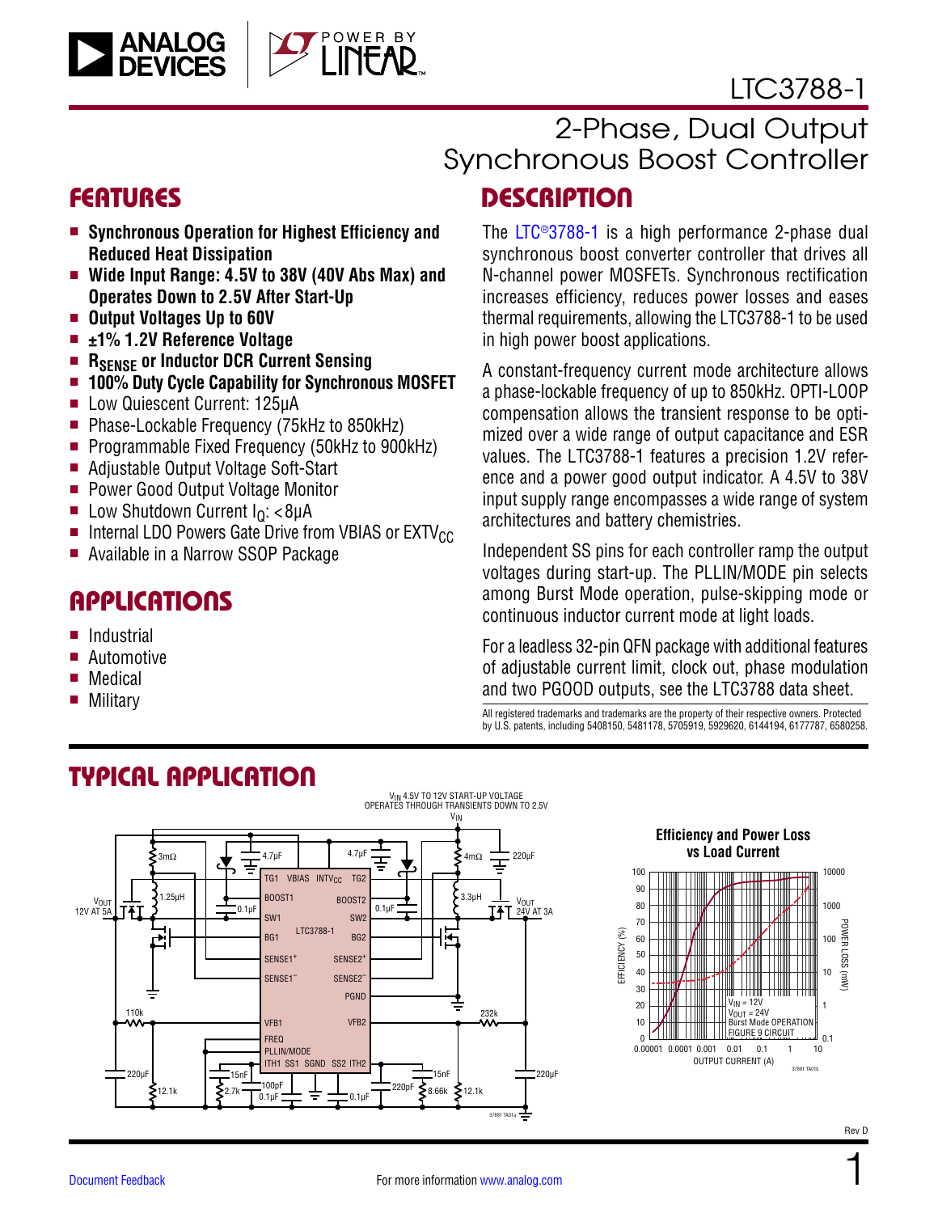# LTC3788-1

## 2-Phase, Dual Output Synchronous Boost Controller

## FEATURES

- **Synchronous Operation for Highest Efficiency and Reduced Heat Dissipation**
- **Wide Input Range: 4.5V to 38V (40V Abs Max) and Operates Down to 2.5V After Start-Up**
- **Output Voltages Up to 60V**
- **±1% 1.2V Reference Voltage**
- **$R_{SENSE}$ or Inductor DCR Current Sensing**
- **100% Duty Cycle Capability for Synchronous MOSFET**
- Low Quiescent Current: 125µA
- Phase-Lockable Frequency (75kHz to 850kHz)
- Programmable Fixed Frequency (50kHz to 900kHz)
- Adjustable Output Voltage Soft-Start
- Power Good Output Voltage Monitor
- Low Shutdown Current $I_Q$: <8µA
- Internal LDO Powers Gate Drive from VBIAS or $EXTV_{CC}$
- Available in a Narrow SSOP Package

## APPLICATIONS

- Industrial
- Automotive
- Medical
- Military

## DESCRIPTION

The LTC®3788-1 is a high performance 2-phase dual synchronous boost converter controller that drives all N-channel power MOSFETs. Synchronous rectification increases efficiency, reduces power losses and eases thermal requirements, allowing the LTC3788-1 to be used in high power boost applications.

A constant-frequency current mode architecture allows a phase-lockable frequency of up to 850kHz. OPTI-LOOP compensation allows the transient response to be optimized over a wide range of output capacitance and ESR values. The LTC3788-1 features a precision 1.2V reference and a power good output indicator. A 4.5V to 38V input supply range encompasses a wide range of system architectures and battery chemistries.

Independent SS pins for each controller ramp the output voltages during start-up. The PLLIN/MODE pin selects among Burst Mode operation, pulse-skipping mode or continuous inductor current mode at light loads.

For a leadless 32-pin QFN package with additional features of adjustable current limit, clock out, phase modulation and two PGOOD outputs, see the LTC3788 data sheet.

All registered trademarks and trademarks are the property of their respective owners. Protected by U.S. patents, including 5408150, 5481178, 5705919, 5929620, 6144194, 6177787, 6580258.

## TYPICAL APPLICATION

$V_{IN}$ 4.5V TO 12V START-UP VOLTAGE
OPERATES THROUGH TRANSIENTS DOWN TO 2.5V

$V_{OUT}$ 12V AT 5A; $V_{OUT}$ 24V AT 3A

**Efficiency and Power Loss vs Load Current**

$V_{IN}$ = 12V, $V_{OUT}$ = 24V, Burst Mode OPERATION, FIGURE 9 CIRCUIT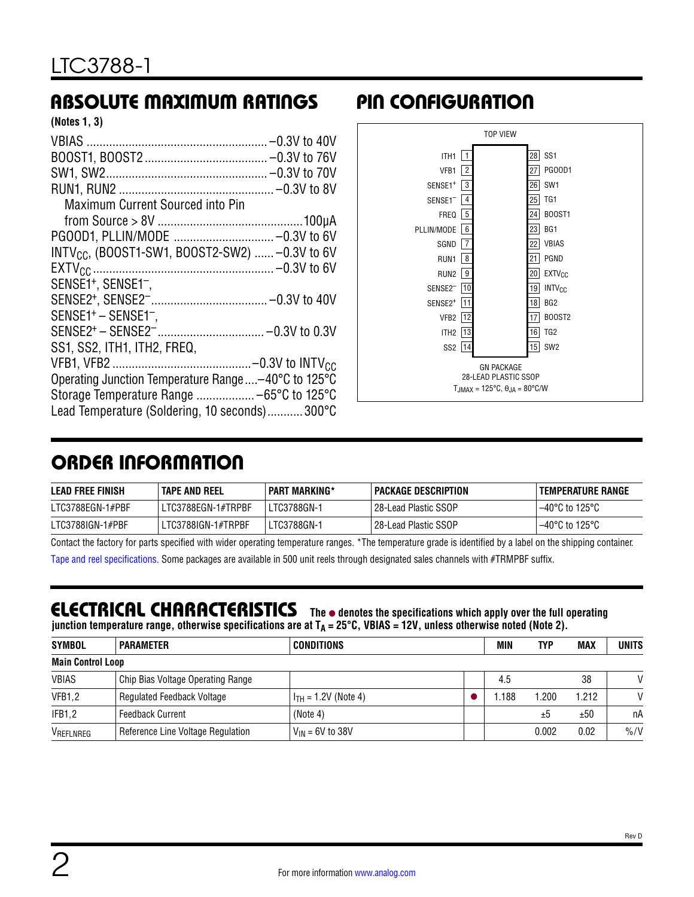## ABSOLUTE MAXIMUM RATINGS

**(Notes 1, 3)**

VBIAS ........................................................ –0.3V to 40V
BOOST1, BOOST2 ...................................... –0.3V to 76V
SW1, SW2................................................... –0.3V to 70V
RUN1, RUN2 ................................................ –0.3V to 8V
  Maximum Current Sourced into Pin
  from Source > 8V .............................................100µA
PGOOD1, PLLIN/MODE ............................... –0.3V to 6V
$INTV_{CC}$, (BOOST1-SW1, BOOST2-SW2) ...... –0.3V to 6V
$EXTV_{CC}$ ........................................................ –0.3V to 6V
SENSE1⁺, SENSE1⁻,
SENSE2⁺, SENSE2⁻.................................... –0.3V to 40V
SENSE1⁺ – SENSE1⁻,
SENSE2⁺ – SENSE2⁻................................. –0.3V to 0.3V
SS1, SS2, ITH1, ITH2, FREQ,
VFB1, VFB2 ..........................................–0.3V to $INTV_{CC}$
Operating Junction Temperature Range....–40°C to 125°C
Storage Temperature Range .................. –65°C to 125°C
Lead Temperature (Soldering, 10 seconds)........... 300°C

## PIN CONFIGURATION

TOP VIEW

| Pin | Name | Pin | Name |
|---|---|---|---|
| 1 | ITH1 | 28 | SS1 |
| 2 | VFB1 | 27 | PGOOD1 |
| 3 | SENSE1⁺ | 26 | SW1 |
| 4 | SENSE1⁻ | 25 | TG1 |
| 5 | FREQ | 24 | BOOST1 |
| 6 | PLLIN/MODE | 23 | BG1 |
| 7 | SGND | 22 | VBIAS |
| 8 | RUN1 | 21 | PGND |
| 9 | RUN2 | 20 | $EXTV_{CC}$ |
| 10 | SENSE2⁻ | 19 | $INTV_{CC}$ |
| 11 | SENSE2⁺ | 18 | BG2 |
| 12 | VFB2 | 17 | BOOST2 |
| 13 | ITH2 | 16 | TG2 |
| 14 | SS2 | 15 | SW2 |

GN PACKAGE
28-LEAD PLASTIC SSOP
$T_{JMAX}$ = 125°C, $\theta_{JA}$ = 80°C/W

## ORDER INFORMATION

| LEAD FREE FINISH | TAPE AND REEL | PART MARKING* | PACKAGE DESCRIPTION | TEMPERATURE RANGE |
|---|---|---|---|---|
| LTC3788EGN-1#PBF | LTC3788EGN-1#TRPBF | LTC3788GN-1 | 28-Lead Plastic SSOP | –40°C to 125°C |
| LTC3788IGN-1#PBF | LTC3788IGN-1#TRPBF | LTC3788GN-1 | 28-Lead Plastic SSOP | –40°C to 125°C |

Contact the factory for parts specified with wider operating temperature ranges. *The temperature grade is identified by a label on the shipping container.

Tape and reel specifications. Some packages are available in 500 unit reels through designated sales channels with #TRMPBF suffix.

## ELECTRICAL CHARACTERISTICS

**The ● denotes the specifications which apply over the full operating junction temperature range, otherwise specifications are at $T_A$ = 25°C, VBIAS = 12V, unless otherwise noted (Note 2).**

| SYMBOL | PARAMETER | CONDITIONS | | MIN | TYP | MAX | UNITS |
|---|---|---|---|---|---|---|---|
| **Main Control Loop** | | | | | | | |
| VBIAS | Chip Bias Voltage Operating Range | | | 4.5 | | 38 | V |
| VFB1,2 | Regulated Feedback Voltage | $I_{TH}$ = 1.2V (Note 4) | ● | 1.188 | 1.200 | 1.212 | V |
| IFB1,2 | Feedback Current | (Note 4) | | | ±5 | ±50 | nA |
| $V_{REFLNREG}$ | Reference Line Voltage Regulation | $V_{IN}$ = 6V to 38V | | | 0.002 | 0.02 | %/V |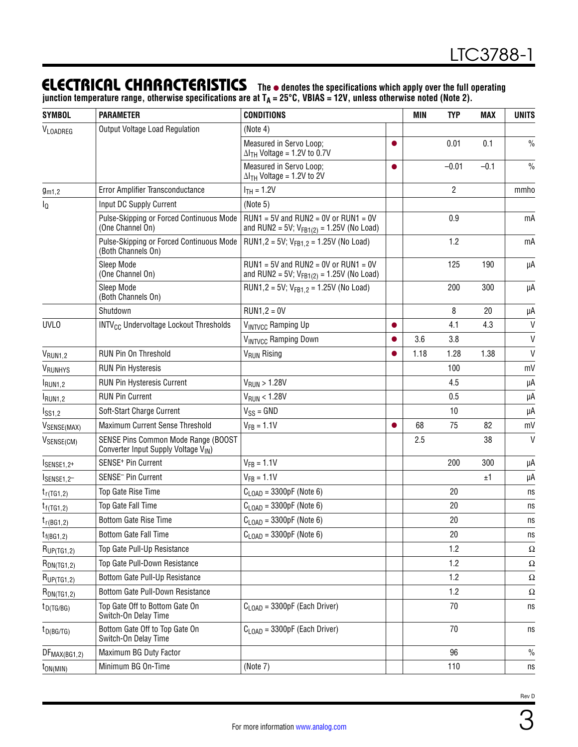## ELECTRICAL CHARACTERISTICS

**The ● denotes the specifications which apply over the full operating junction temperature range, otherwise specifications are at $T_A$ = 25°C, VBIAS = 12V, unless otherwise noted (Note 2).**

| SYMBOL | PARAMETER | CONDITIONS | | MIN | TYP | MAX | UNITS |
|---|---|---|---|---|---|---|---|
| $V_{LOADREG}$ | Output Voltage Load Regulation | (Note 4) | | | | | |
| | | Measured in Servo Loop; $\Delta I_{TH}$ Voltage = 1.2V to 0.7V | ● | | 0.01 | 0.1 | % |
| | | Measured in Servo Loop; $\Delta I_{TH}$ Voltage = 1.2V to 2V | ● | | –0.01 | –0.1 | % |
| $g_{m1,2}$ | Error Amplifier Transconductance | $I_{TH}$ = 1.2V | | | 2 | | mmho |
| $I_Q$ | Input DC Supply Current | (Note 5) | | | | | |
| | Pulse-Skipping or Forced Continuous Mode (One Channel On) | RUN1 = 5V and RUN2 = 0V or RUN1 = 0V and RUN2 = 5V; $V_{FB1(2)}$ = 1.25V (No Load) | | | 0.9 | | mA |
| | Pulse-Skipping or Forced Continuous Mode (Both Channels On) | RUN1,2 = 5V; $V_{FB1,2}$ = 1.25V (No Load) | | | 1.2 | | mA |
| | Sleep Mode (One Channel On) | RUN1 = 5V and RUN2 = 0V or RUN1 = 0V and RUN2 = 5V; $V_{FB1(2)}$ = 1.25V (No Load) | | | 125 | 190 | μA |
| | Sleep Mode (Both Channels On) | RUN1,2 = 5V; $V_{FB1,2}$ = 1.25V (No Load) | | | 200 | 300 | μA |
| | Shutdown | RUN1,2 = 0V | | | 8 | 20 | μA |
| UVLO | $INTV_{CC}$ Undervoltage Lockout Thresholds | $V_{INTVCC}$ Ramping Up | ● | | 4.1 | 4.3 | V |
| | | $V_{INTVCC}$ Ramping Down | ● | 3.6 | 3.8 | | V |
| $V_{RUN1,2}$ | RUN Pin On Threshold | $V_{RUN}$ Rising | ● | 1.18 | 1.28 | 1.38 | V |
| $V_{RUNHYS}$ | RUN Pin Hysteresis | | | | 100 | | mV |
| $I_{RUN1,2}$ | RUN Pin Hysteresis Current | $V_{RUN}$ > 1.28V | | | 4.5 | | μA |
| $I_{RUN1,2}$ | RUN Pin Current | $V_{RUN}$ < 1.28V | | | 0.5 | | μA |
| $I_{SS1,2}$ | Soft-Start Charge Current | $V_{SS}$ = GND | | | 10 | | μA |
| $V_{SENSE(MAX)}$ | Maximum Current Sense Threshold | $V_{FB}$ = 1.1V | ● | 68 | 75 | 82 | mV |
| $V_{SENSE(CM)}$ | SENSE Pins Common Mode Range (BOOST Converter Input Supply Voltage $V_{IN}$) | | | 2.5 | | 38 | V |
| $I_{SENSE1,2+}$ | SENSE⁺ Pin Current | $V_{FB}$ = 1.1V | | | 200 | 300 | μA |
| $I_{SENSE1,2-}$ | SENSE⁻ Pin Current | $V_{FB}$ = 1.1V | | | | ±1 | μA |
| $t_{r(TG1,2)}$ | Top Gate Rise Time | $C_{LOAD}$ = 3300pF (Note 6) | | | 20 | | ns |
| $t_{f(TG1,2)}$ | Top Gate Fall Time | $C_{LOAD}$ = 3300pF (Note 6) | | | 20 | | ns |
| $t_{r(BG1,2)}$ | Bottom Gate Rise Time | $C_{LOAD}$ = 3300pF (Note 6) | | | 20 | | ns |
| $t_{f(BG1,2)}$ | Bottom Gate Fall Time | $C_{LOAD}$ = 3300pF (Note 6) | | | 20 | | ns |
| $R_{UP(TG1,2)}$ | Top Gate Pull-Up Resistance | | | | 1.2 | | Ω |
| $R_{DN(TG1,2)}$ | Top Gate Pull-Down Resistance | | | | 1.2 | | Ω |
| $R_{UP(TG1,2)}$ | Bottom Gate Pull-Up Resistance | | | | 1.2 | | Ω |
| $R_{DN(TG1,2)}$ | Bottom Gate Pull-Down Resistance | | | | 1.2 | | Ω |
| $t_{D(TG/BG)}$ | Top Gate Off to Bottom Gate On Switch-On Delay Time | $C_{LOAD}$ = 3300pF (Each Driver) | | | 70 | | ns |
| $t_{D(BG/TG)}$ | Bottom Gate Off to Top Gate On Switch-On Delay Time | $C_{LOAD}$ = 3300pF (Each Driver) | | | 70 | | ns |
| $DF_{MAX(BG1,2)}$ | Maximum BG Duty Factor | | | | 96 | | % |
| $t_{ON(MIN)}$ | Minimum BG On-Time | (Note 7) | | | 110 | | ns |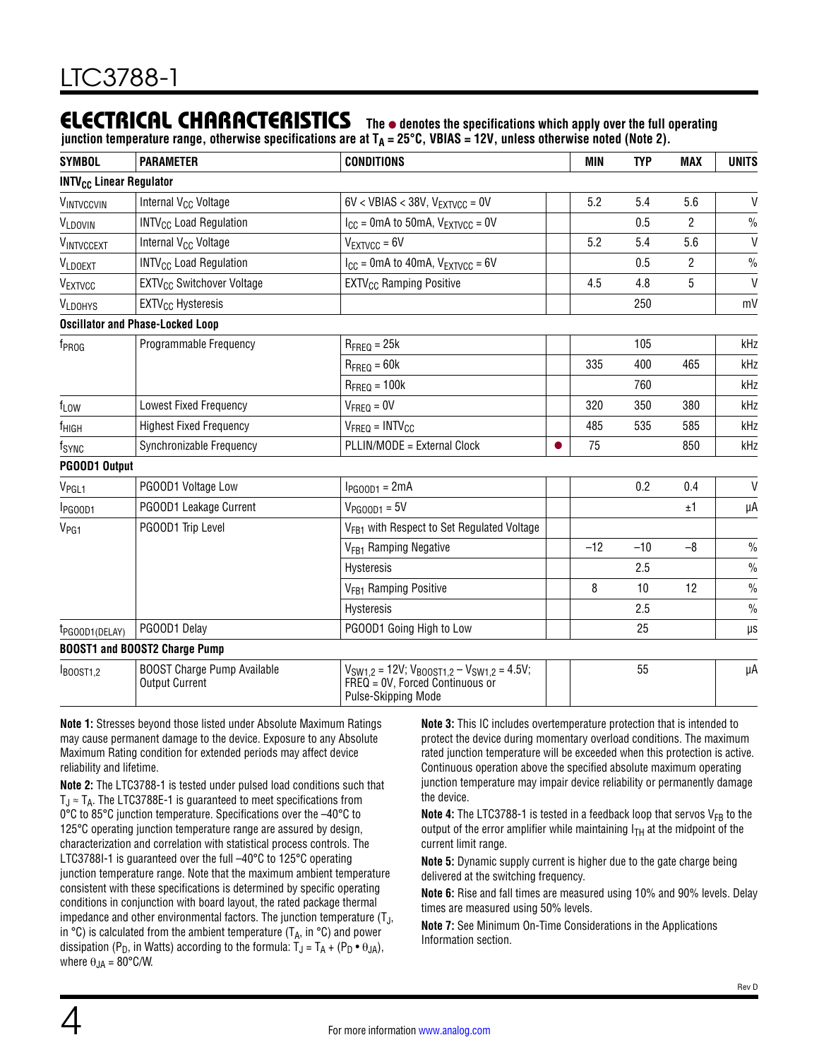## ELECTRICAL CHARACTERISTICS

**The ● denotes the specifications which apply over the full operating junction temperature range, otherwise specifications are at $T_A$ = 25°C, VBIAS = 12V, unless otherwise noted (Note 2).**

| SYMBOL | PARAMETER | CONDITIONS | | MIN | TYP | MAX | UNITS |
|---|---|---|---|---|---|---|---|
| **$INTV_{CC}$ Linear Regulator** | | | | | | | |
| $V_{INTVCCVIN}$ | Internal $V_{CC}$ Voltage | 6V < VBIAS < 38V, $V_{EXTVCC}$ = 0V | | 5.2 | 5.4 | 5.6 | V |
| $V_{LDOVIN}$ | $INTV_{CC}$ Load Regulation | $I_{CC}$ = 0mA to 50mA, $V_{EXTVCC}$ = 0V | | | 0.5 | 2 | % |
| $V_{INTVCCEXT}$ | Internal $V_{CC}$ Voltage | $V_{EXTVCC}$ = 6V | | 5.2 | 5.4 | 5.6 | V |
| $V_{LDOEXT}$ | $INTV_{CC}$ Load Regulation | $I_{CC}$ = 0mA to 40mA, $V_{EXTVCC}$ = 6V | | | 0.5 | 2 | % |
| $V_{EXTVCC}$ | $EXTV_{CC}$ Switchover Voltage | $EXTV_{CC}$ Ramping Positive | | 4.5 | 4.8 | 5 | V |
| $V_{LDOHYS}$ | $EXTV_{CC}$ Hysteresis | | | | 250 | | mV |
| **Oscillator and Phase-Locked Loop** | | | | | | | |
| $f_{PROG}$ | Programmable Frequency | $R_{FREQ}$ = 25k | | | 105 | | kHz |
| | | $R_{FREQ}$ = 60k | | 335 | 400 | 465 | kHz |
| | | $R_{FREQ}$ = 100k | | | 760 | | kHz |
| $f_{LOW}$ | Lowest Fixed Frequency | $V_{FREQ}$ = 0V | | 320 | 350 | 380 | kHz |
| $f_{HIGH}$ | Highest Fixed Frequency | $V_{FREQ}$ = $INTV_{CC}$ | | 485 | 535 | 585 | kHz |
| $f_{SYNC}$ | Synchronizable Frequency | PLLIN/MODE = External Clock | ● | 75 | | 850 | kHz |
| **PGOOD1 Output** | | | | | | | |
| $V_{PGL1}$ | PGOOD1 Voltage Low | $I_{PGOOD1}$ = 2mA | | | 0.2 | 0.4 | V |
| $I_{PGOOD1}$ | PGOOD1 Leakage Current | $V_{PGOOD1}$ = 5V | | | | ±1 | µA |
| $V_{PG1}$ | PGOOD1 Trip Level | $V_{FB1}$ with Respect to Set Regulated Voltage | | | | | |
| | | $V_{FB1}$ Ramping Negative | | –12 | –10 | –8 | % |
| | | Hysteresis | | | 2.5 | | % |
| | | $V_{FB1}$ Ramping Positive | | 8 | 10 | 12 | % |
| | | Hysteresis | | | 2.5 | | % |
| $t_{PGOOD1(DELAY)}$ | PGOOD1 Delay | PGOOD1 Going High to Low | | | 25 | | µs |
| **BOOST1 and BOOST2 Charge Pump** | | | | | | | |
| $I_{BOOST1,2}$ | BOOST Charge Pump Available Output Current | $V_{SW1,2}$ = 12V; $V_{BOOST1,2}$ – $V_{SW1,2}$ = 4.5V; FREQ = 0V, Forced Continuous or Pulse-Skipping Mode | | | 55 | | µA |

**Note 1:** Stresses beyond those listed under Absolute Maximum Ratings may cause permanent damage to the device. Exposure to any Absolute Maximum Rating condition for extended periods may affect device reliability and lifetime.

**Note 2:** The LTC3788-1 is tested under pulsed load conditions such that $T_J \approx T_A$. The LTC3788E-1 is guaranteed to meet specifications from 0°C to 85°C junction temperature. Specifications over the –40°C to 125°C operating junction temperature range are assured by design, characterization and correlation with statistical process controls. The LTC3788I-1 is guaranteed over the full –40°C to 125°C operating junction temperature range. Note that the maximum ambient temperature consistent with these specifications is determined by specific operating conditions in conjunction with board layout, the rated package thermal impedance and other environmental factors. The junction temperature ($T_J$, in °C) is calculated from the ambient temperature ($T_A$, in °C) and power dissipation ($P_D$, in Watts) according to the formula: $T_J = T_A + (P_D \bullet \theta_{JA})$, where $\theta_{JA}$ = 80°C/W.

**Note 3:** This IC includes overtemperature protection that is intended to protect the device during momentary overload conditions. The maximum rated junction temperature will be exceeded when this protection is active. Continuous operation above the specified absolute maximum operating junction temperature may impair device reliability or permanently damage the device.

**Note 4:** The LTC3788-1 is tested in a feedback loop that servos $V_{FB}$ to the output of the error amplifier while maintaining $I_{TH}$ at the midpoint of the current limit range.

**Note 5:** Dynamic supply current is higher due to the gate charge being delivered at the switching frequency.

**Note 6:** Rise and fall times are measured using 10% and 90% levels. Delay times are measured using 50% levels.

**Note 7:** See Minimum On-Time Considerations in the Applications Information section.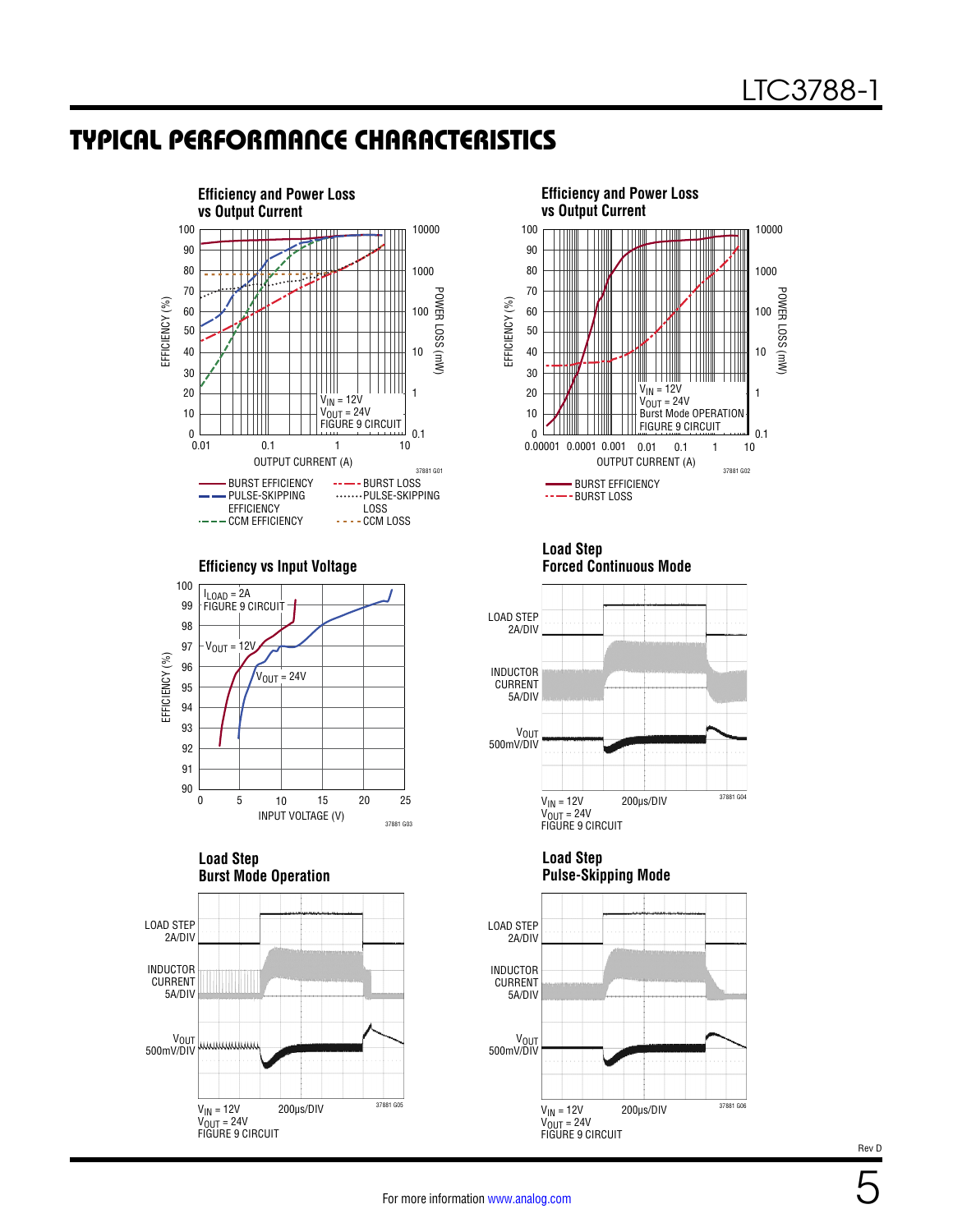## TYPICAL PERFORMANCE CHARACTERISTICS

**Efficiency and Power Loss vs Output Current**

EFFICIENCY (%) | POWER LOSS (mW) | OUTPUT CURRENT (A)

$V_{IN}$ = 12V
$V_{OUT}$ = 24V
FIGURE 9 CIRCUIT

BURST EFFICIENCY, PULSE-SKIPPING EFFICIENCY, CCM EFFICIENCY, BURST LOSS, PULSE-SKIPPING LOSS, CCM LOSS

37881 G01

**Efficiency and Power Loss vs Output Current**

EFFICIENCY (%) | POWER LOSS (mW) | OUTPUT CURRENT (A)

$V_{IN}$ = 12V
$V_{OUT}$ = 24V
Burst Mode OPERATION
FIGURE 9 CIRCUIT

BURST EFFICIENCY, BURST LOSS

37881 G02

**Efficiency vs Input Voltage**

EFFICIENCY (%) | INPUT VOLTAGE (V)

$I_{LOAD}$ = 2A
FIGURE 9 CIRCUIT
$V_{OUT}$ = 12V
$V_{OUT}$ = 24V

37881 G03

**Load Step Forced Continuous Mode**

LOAD STEP 2A/DIV
INDUCTOR CURRENT 5A/DIV
$V_{OUT}$ 500mV/DIV

$V_{IN}$ = 12V
$V_{OUT}$ = 24V
FIGURE 9 CIRCUIT
200μs/DIV

37881 G04

**Load Step Burst Mode Operation**

LOAD STEP 2A/DIV
INDUCTOR CURRENT 5A/DIV
$V_{OUT}$ 500mV/DIV

$V_{IN}$ = 12V
$V_{OUT}$ = 24V
FIGURE 9 CIRCUIT
200μs/DIV

37881 G05

**Load Step Pulse-Skipping Mode**

LOAD STEP 2A/DIV
INDUCTOR CURRENT 5A/DIV
$V_{OUT}$ 500mV/DIV

$V_{IN}$ = 12V
$V_{OUT}$ = 24V
FIGURE 9 CIRCUIT
200μs/DIV

37881 G06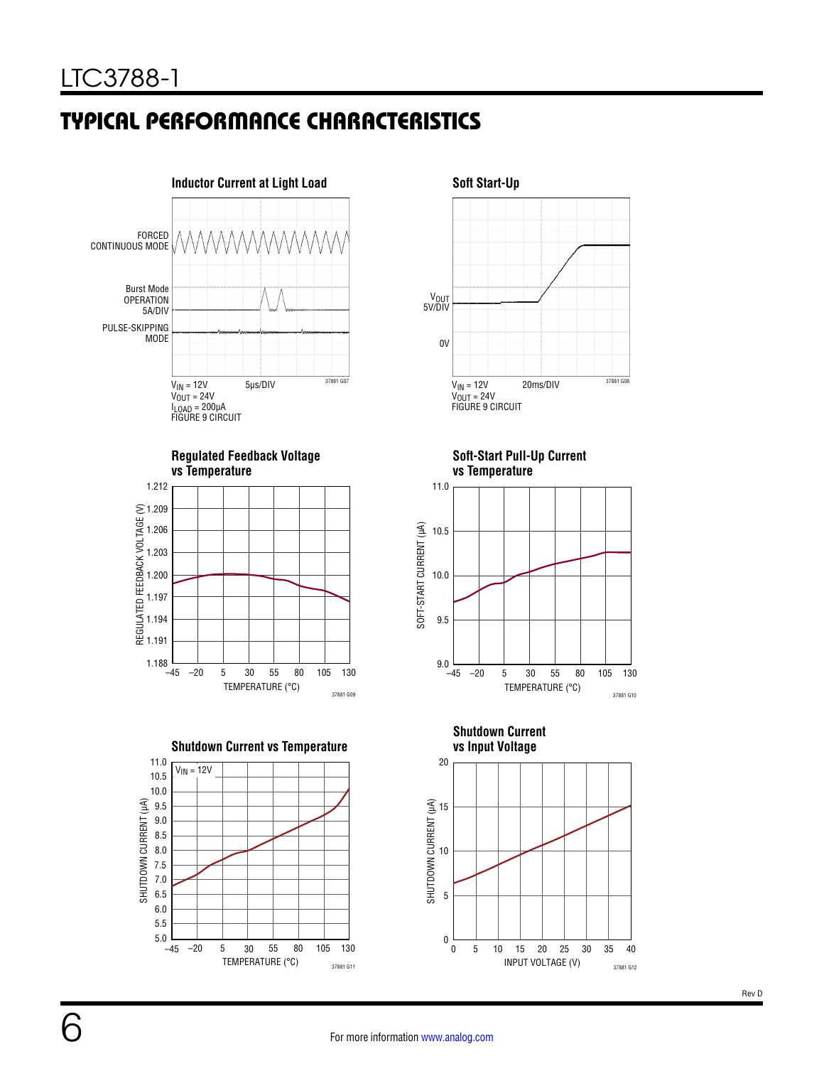## TYPICAL PERFORMANCE CHARACTERISTICS

**Inductor Current at Light Load**

FORCED CONTINUOUS MODE

Burst Mode OPERATION 5A/DIV

PULSE-SKIPPING MODE

$V_{IN}$ = 12V 5µs/DIV
$V_{OUT}$ = 24V
$I_{LOAD}$ = 200µA
FIGURE 9 CIRCUIT

37881 G07

**Soft Start-Up**

$V_{OUT}$ 5V/DIV

0V

$V_{IN}$ = 12V 20ms/DIV
$V_{OUT}$ = 24V
FIGURE 9 CIRCUIT

37881 G08

**Regulated Feedback Voltage vs Temperature**

REGULATED FEEDBACK VOLTAGE (V): 1.188, 1.191, 1.194, 1.197, 1.200, 1.203, 1.206, 1.209, 1.212

TEMPERATURE (°C): –45, –20, 5, 30, 55, 80, 105, 130

37881 G09

**Soft-Start Pull-Up Current vs Temperature**

SOFT-START CURRENT (µA): 9.0, 9.5, 10.0, 10.5, 11.0

TEMPERATURE (°C): –45, –20, 5, 30, 55, 80, 105, 130

37881 G10

**Shutdown Current vs Temperature**

$V_{IN}$ = 12V

SHUTDOWN CURRENT (µA): 5.0, 5.5, 6.0, 6.5, 7.0, 7.5, 8.0, 8.5, 9.0, 9.5, 10.0, 10.5, 11.0

TEMPERATURE (°C): –45, –20, 5, 30, 55, 80, 105, 130

37881 G11

**Shutdown Current vs Input Voltage**

SHUTDOWN CURRENT (µA): 0, 5, 10, 15, 20

INPUT VOLTAGE (V): 0, 5, 10, 15, 20, 25, 30, 35, 40

37881 G12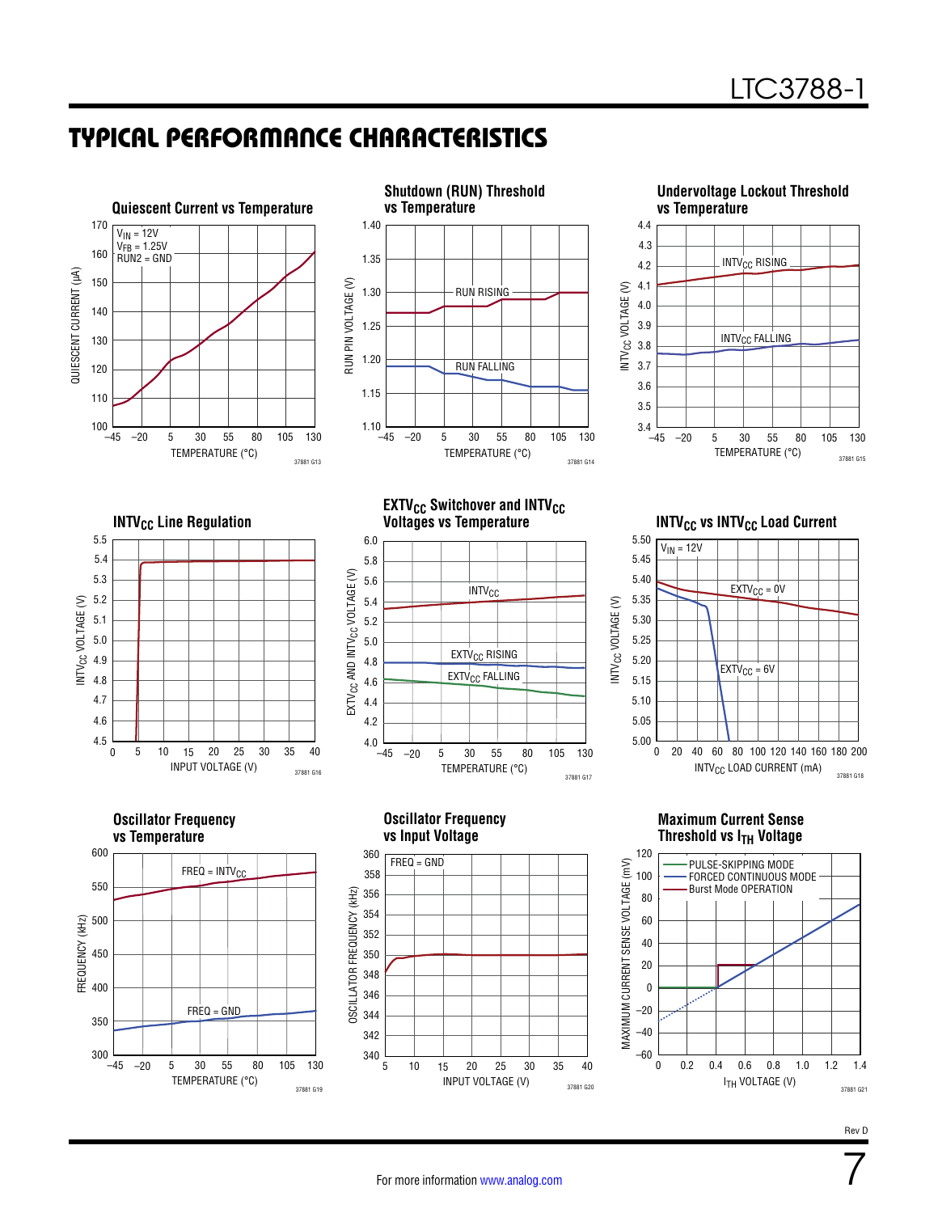## TYPICAL PERFORMANCE CHARACTERISTICS

**Quiescent Current vs Temperature**

$V_{IN}$ = 12V
$V_{FB}$ = 1.25V
RUN2 = GND

QUIESCENT CURRENT (µA) vs TEMPERATURE (°C)

37881 G13

**Shutdown (RUN) Threshold vs Temperature**

RUN RISING
RUN FALLING

RUN PIN VOLTAGE (V) vs TEMPERATURE (°C)

37881 G14

**Undervoltage Lockout Threshold vs Temperature**

$INTV_{CC}$ RISING
$INTV_{CC}$ FALLING

$INTV_{CC}$ VOLTAGE (V) vs TEMPERATURE (°C)

37881 G15

**$INTV_{CC}$ Line Regulation**

$INTV_{CC}$ VOLTAGE (V) vs INPUT VOLTAGE (V)

37881 G16

**$EXTV_{CC}$ Switchover and $INTV_{CC}$ Voltages vs Temperature**

$INTV_{CC}$
$EXTV_{CC}$ RISING
$EXTV_{CC}$ FALLING

$EXTV_{CC}$ AND $INTV_{CC}$ VOLTAGE (V) vs TEMPERATURE (°C)

37881 G17

**$INTV_{CC}$ vs $INTV_{CC}$ Load Current**

$V_{IN}$ = 12V
$EXTV_{CC}$ = 0V
$EXTV_{CC}$ = 6V

$INTV_{CC}$ VOLTAGE (V) vs $INTV_{CC}$ LOAD CURRENT (mA)

37881 G18

**Oscillator Frequency vs Temperature**

FREQ = $INTV_{CC}$
FREQ = GND

FREQUENCY (kHz) vs TEMPERATURE (°C)

37881 G19

**Oscillator Frequency vs Input Voltage**

FREQ = GND

OSCILLATOR FREQUENCY (kHz) vs INPUT VOLTAGE (V)

37881 G20

**Maximum Current Sense Threshold vs $I_{TH}$ Voltage**

PULSE-SKIPPING MODE
FORCED CONTINUOUS MODE
Burst Mode OPERATION

MAXIMUM CURRENT SENSE VOLTAGE (mV) vs $I_{TH}$ VOLTAGE (V)

37881 G21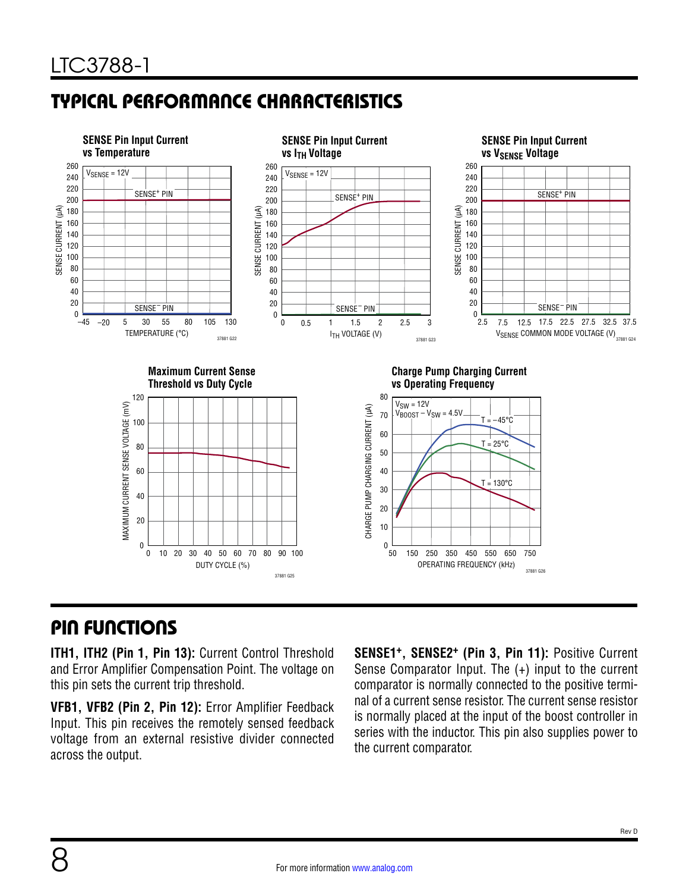## TYPICAL PERFORMANCE CHARACTERISTICS

**SENSE Pin Input Current vs Temperature**

**SENSE Pin Input Current vs $I_{TH}$ Voltage**

**SENSE Pin Input Current vs $V_{SENSE}$ Voltage**

**Maximum Current Sense Threshold vs Duty Cycle**

**Charge Pump Charging Current vs Operating Frequency**

## PIN FUNCTIONS

**ITH1, ITH2 (Pin 1, Pin 13):** Current Control Threshold and Error Amplifier Compensation Point. The voltage on this pin sets the current trip threshold.

**VFB1, VFB2 (Pin 2, Pin 12):** Error Amplifier Feedback Input. This pin receives the remotely sensed feedback voltage from an external resistive divider connected across the output.

**SENSE1+, SENSE2+ (Pin 3, Pin 11):** Positive Current Sense Comparator Input. The (+) input to the current comparator is normally connected to the positive terminal of a current sense resistor. The current sense resistor is normally placed at the input of the boost controller in series with the inductor. This pin also supplies power to the current comparator.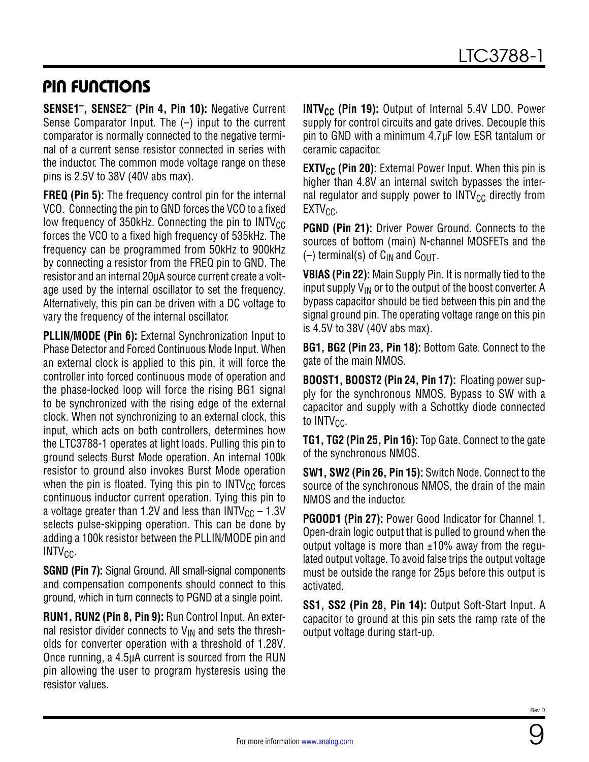## PIN FUNCTIONS

**$SENSE1^-$, $SENSE2^-$ (Pin 4, Pin 10):** Negative Current Sense Comparator Input. The (–) input to the current comparator is normally connected to the negative terminal of a current sense resistor connected in series with the inductor. The common mode voltage range on these pins is 2.5V to 38V (40V abs max).

**FREQ (Pin 5):** The frequency control pin for the internal VCO. Connecting the pin to GND forces the VCO to a fixed low frequency of 350kHz. Connecting the pin to $INTV_{CC}$ forces the VCO to a fixed high frequency of 535kHz. The frequency can be programmed from 50kHz to 900kHz by connecting a resistor from the FREQ pin to GND. The resistor and an internal 20µA source current create a voltage used by the internal oscillator to set the frequency. Alternatively, this pin can be driven with a DC voltage to vary the frequency of the internal oscillator.

**PLLIN/MODE (Pin 6):** External Synchronization Input to Phase Detector and Forced Continuous Mode Input. When an external clock is applied to this pin, it will force the controller into forced continuous mode of operation and the phase-locked loop will force the rising BG1 signal to be synchronized with the rising edge of the external clock. When not synchronizing to an external clock, this input, which acts on both controllers, determines how the LTC3788-1 operates at light loads. Pulling this pin to ground selects Burst Mode operation. An internal 100k resistor to ground also invokes Burst Mode operation when the pin is floated. Tying this pin to $INTV_{CC}$ forces continuous inductor current operation. Tying this pin to a voltage greater than 1.2V and less than $INTV_{CC}$ – 1.3V selects pulse-skipping operation. This can be done by adding a 100k resistor between the PLLIN/MODE pin and $INTV_{CC}$.

**SGND (Pin 7):** Signal Ground. All small-signal components and compensation components should connect to this ground, which in turn connects to PGND at a single point.

**RUN1, RUN2 (Pin 8, Pin 9):** Run Control Input. An external resistor divider connects to $V_{IN}$ and sets the thresholds for converter operation with a threshold of 1.28V. Once running, a 4.5µA current is sourced from the RUN pin allowing the user to program hysteresis using the resistor values.

**$INTV_{CC}$ (Pin 19):** Output of Internal 5.4V LDO. Power supply for control circuits and gate drives. Decouple this pin to GND with a minimum 4.7µF low ESR tantalum or ceramic capacitor.

**$EXTV_{CC}$ (Pin 20):** External Power Input. When this pin is higher than 4.8V an internal switch bypasses the internal regulator and supply power to $INTV_{CC}$ directly from $EXTV_{CC}$.

**PGND (Pin 21):** Driver Power Ground. Connects to the sources of bottom (main) N-channel MOSFETs and the (–) terminal(s) of $C_{IN}$ and $C_{OUT}$.

**VBIAS (Pin 22):** Main Supply Pin. It is normally tied to the input supply $V_{IN}$ or to the output of the boost converter. A bypass capacitor should be tied between this pin and the signal ground pin. The operating voltage range on this pin is 4.5V to 38V (40V abs max).

**BG1, BG2 (Pin 23, Pin 18):** Bottom Gate. Connect to the gate of the main NMOS.

**BOOST1, BOOST2 (Pin 24, Pin 17):** Floating power supply for the synchronous NMOS. Bypass to SW with a capacitor and supply with a Schottky diode connected to $INTV_{CC}$.

**TG1, TG2 (Pin 25, Pin 16):** Top Gate. Connect to the gate of the synchronous NMOS.

**SW1, SW2 (Pin 26, Pin 15):** Switch Node. Connect to the source of the synchronous NMOS, the drain of the main NMOS and the inductor.

**PGOOD1 (Pin 27):** Power Good Indicator for Channel 1. Open-drain logic output that is pulled to ground when the output voltage is more than ±10% away from the regulated output voltage. To avoid false trips the output voltage must be outside the range for 25µs before this output is activated.

**SS1, SS2 (Pin 28, Pin 14):** Output Soft-Start Input. A capacitor to ground at this pin sets the ramp rate of the output voltage during start-up.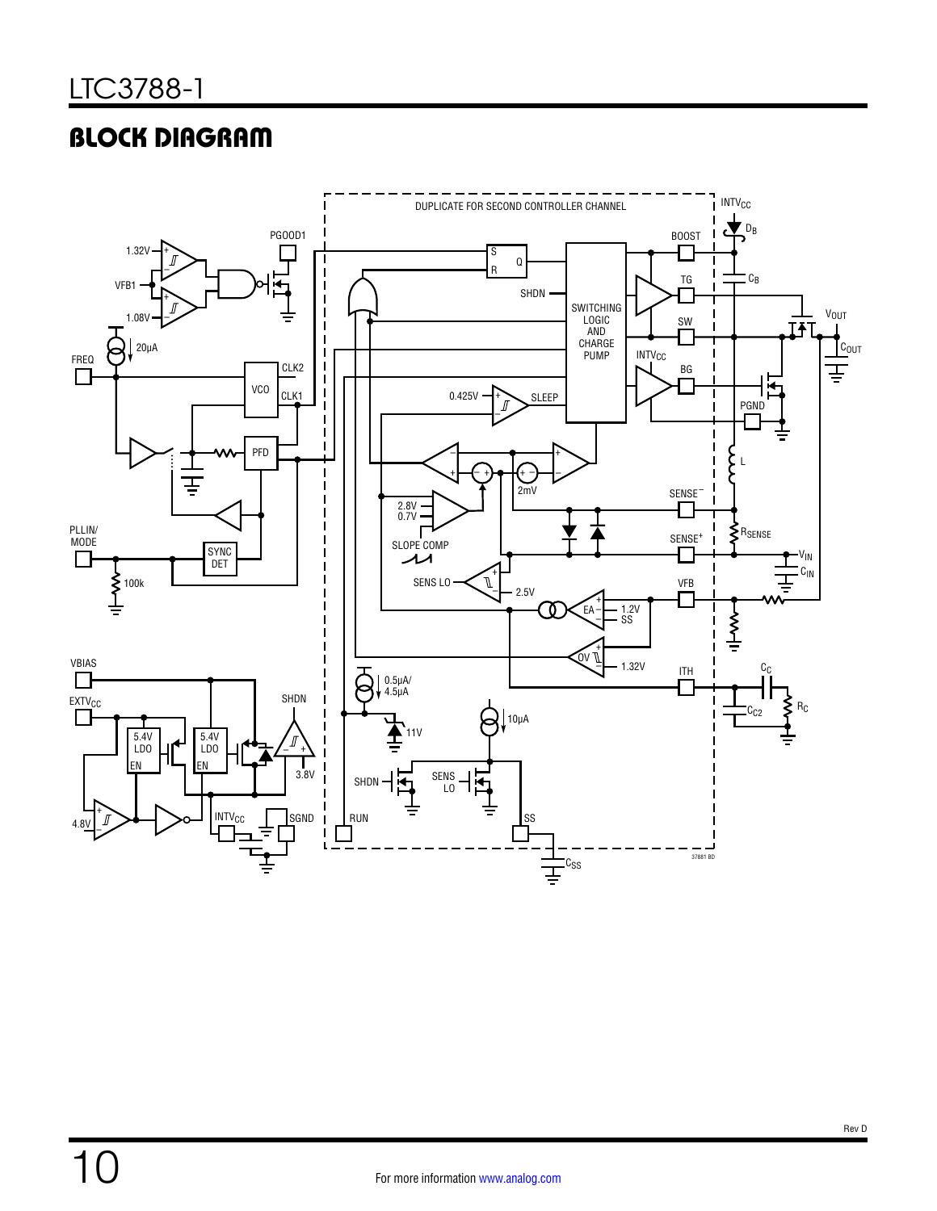## BLOCK DIAGRAM

DUPLICATE FOR SECOND CONTROLLER CHANNEL

1.32V
VFB1
1.08V
PGOOD1
20µA
FREQ
VCO
CLK2
CLK1
PFD
PLLIN/MODE
SYNC DET
100k
S
R
Q
SHDN
SWITCHING LOGIC AND CHARGE PUMP
BOOST
TG
SW
$INTV_{CC}$
BG
PGND
$INTV_{CC}$
$D_B$
$C_B$
$V_{OUT}$
$C_{OUT}$
0.425V
SLEEP
2mV
2.8V
0.7V
SLOPE COMP
SENSE⁻
SENSE⁺
L
$R_{SENSE}$
$V_{IN}$
$C_{IN}$
SENS LO
2.5V
EA
1.2V
SS
VFB
OV
1.32V
ITH
$C_C$
$C_{C2}$
$R_C$
VBIAS
$EXTV_{CC}$
5.4V LDO
EN
5.4V LDO
EN
SHDN
3.8V
4.8V
$INTV_{CC}$
SGND
0.5µA/4.5µA
11V
10µA
SHDN
SENS LO
RUN
SS
$C_{SS}$
37881 BD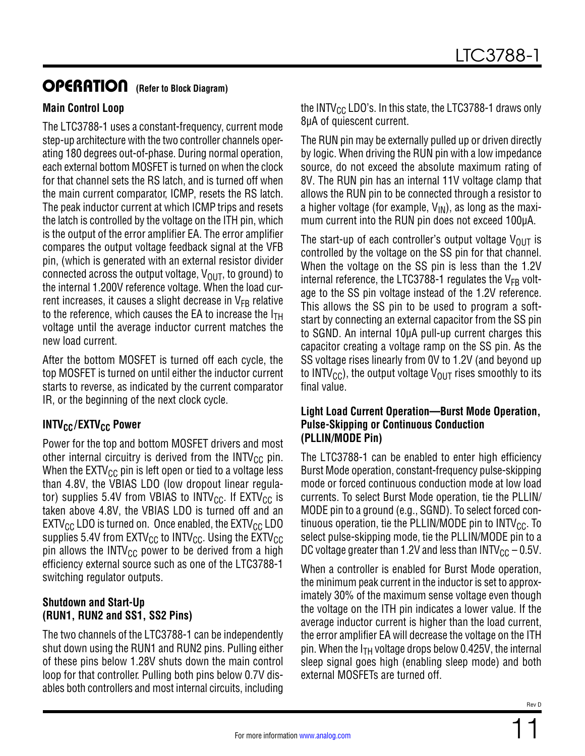## OPERATION (Refer to Block Diagram)

### Main Control Loop

The LTC3788-1 uses a constant-frequency, current mode step-up architecture with the two controller channels operating 180 degrees out-of-phase. During normal operation, each external bottom MOSFET is turned on when the clock for that channel sets the RS latch, and is turned off when the main current comparator, ICMP, resets the RS latch. The peak inductor current at which ICMP trips and resets the latch is controlled by the voltage on the ITH pin, which is the output of the error amplifier EA. The error amplifier compares the output voltage feedback signal at the VFB pin, (which is generated with an external resistor divider connected across the output voltage, $V_{OUT}$, to ground) to the internal 1.200V reference voltage. When the load current increases, it causes a slight decrease in $V_{FB}$ relative to the reference, which causes the EA to increase the $I_{TH}$ voltage until the average inductor current matches the new load current.

After the bottom MOSFET is turned off each cycle, the top MOSFET is turned on until either the inductor current starts to reverse, as indicated by the current comparator IR, or the beginning of the next clock cycle.

### $INTV_{CC}$/$EXTV_{CC}$ Power

Power for the top and bottom MOSFET drivers and most other internal circuitry is derived from the $INTV_{CC}$ pin. When the $EXTV_{CC}$ pin is left open or tied to a voltage less than 4.8V, the VBIAS LDO (low dropout linear regulator) supplies 5.4V from VBIAS to $INTV_{CC}$. If $EXTV_{CC}$ is taken above 4.8V, the VBIAS LDO is turned off and an $EXTV_{CC}$ LDO is turned on. Once enabled, the $EXTV_{CC}$ LDO supplies 5.4V from $EXTV_{CC}$ to $INTV_{CC}$. Using the $EXTV_{CC}$ pin allows the $INTV_{CC}$ power to be derived from a high efficiency external source such as one of the LTC3788-1 switching regulator outputs.

### Shutdown and Start-Up (RUN1, RUN2 and SS1, SS2 Pins)

The two channels of the LTC3788-1 can be independently shut down using the RUN1 and RUN2 pins. Pulling either of these pins below 1.28V shuts down the main control loop for that controller. Pulling both pins below 0.7V disables both controllers and most internal circuits, including the $INTV_{CC}$ LDO's. In this state, the LTC3788-1 draws only 8µA of quiescent current.

The RUN pin may be externally pulled up or driven directly by logic. When driving the RUN pin with a low impedance source, do not exceed the absolute maximum rating of 8V. The RUN pin has an internal 11V voltage clamp that allows the RUN pin to be connected through a resistor to a higher voltage (for example, $V_{IN}$), as long as the maximum current into the RUN pin does not exceed 100µA.

The start-up of each controller's output voltage $V_{OUT}$ is controlled by the voltage on the SS pin for that channel. When the voltage on the SS pin is less than the 1.2V internal reference, the LTC3788-1 regulates the $V_{FB}$ voltage to the SS pin voltage instead of the 1.2V reference. This allows the SS pin to be used to program a soft-start by connecting an external capacitor from the SS pin to SGND. An internal 10µA pull-up current charges this capacitor creating a voltage ramp on the SS pin. As the SS voltage rises linearly from 0V to 1.2V (and beyond up to $INTV_{CC}$), the output voltage $V_{OUT}$ rises smoothly to its final value.

### Light Load Current Operation—Burst Mode Operation, Pulse-Skipping or Continuous Conduction (PLLIN/MODE Pin)

The LTC3788-1 can be enabled to enter high efficiency Burst Mode operation, constant-frequency pulse-skipping mode or forced continuous conduction mode at low load currents. To select Burst Mode operation, tie the PLLIN/MODE pin to a ground (e.g., SGND). To select forced continuous operation, tie the PLLIN/MODE pin to $INTV_{CC}$. To select pulse-skipping mode, tie the PLLIN/MODE pin to a DC voltage greater than 1.2V and less than $INTV_{CC}$ – 0.5V.

When a controller is enabled for Burst Mode operation, the minimum peak current in the inductor is set to approximately 30% of the maximum sense voltage even though the voltage on the ITH pin indicates a lower value. If the average inductor current is higher than the load current, the error amplifier EA will decrease the voltage on the ITH pin. When the $I_{TH}$ voltage drops below 0.425V, the internal sleep signal goes high (enabling sleep mode) and both external MOSFETs are turned off.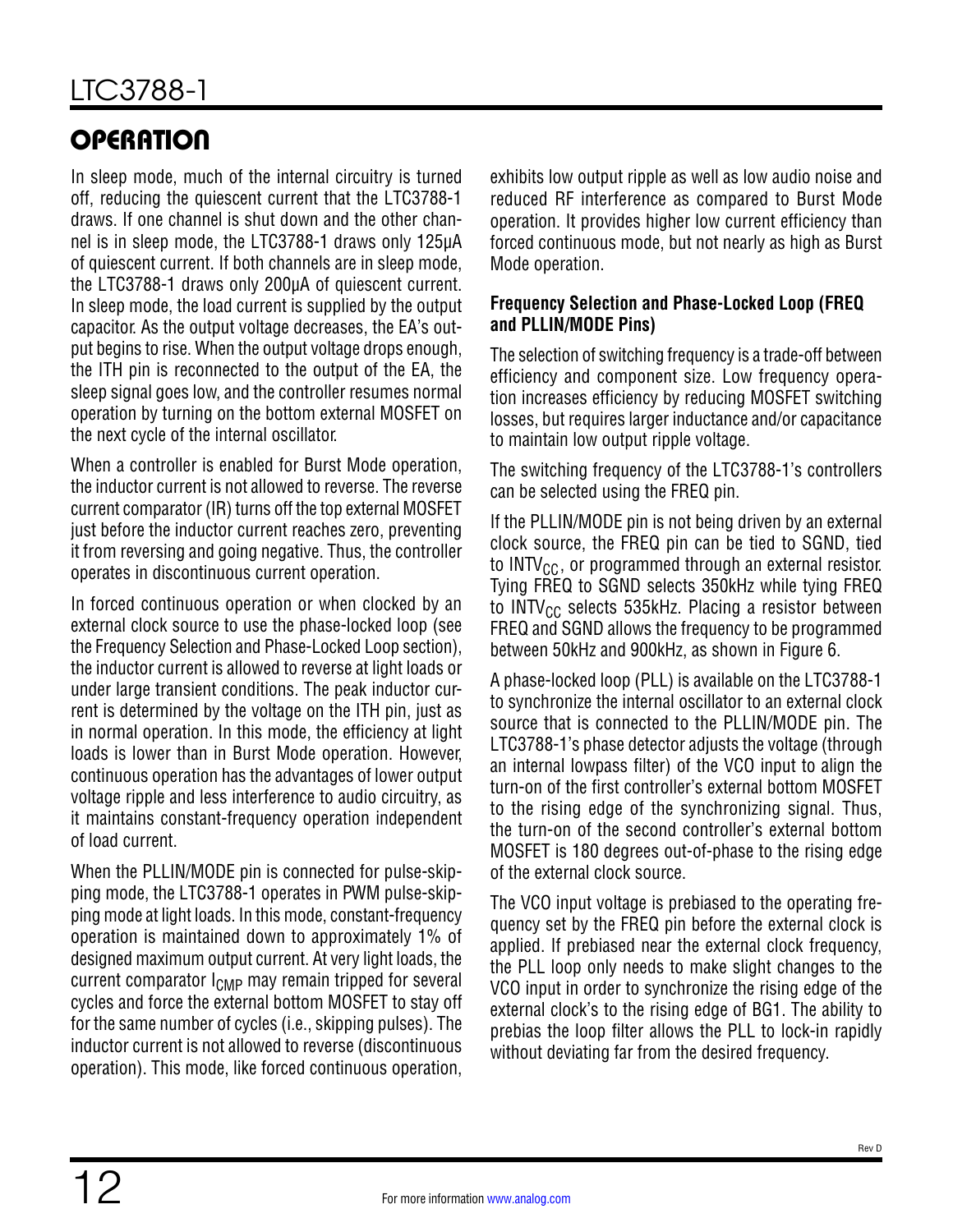## OPERATION

In sleep mode, much of the internal circuitry is turned off, reducing the quiescent current that the LTC3788-1 draws. If one channel is shut down and the other channel is in sleep mode, the LTC3788-1 draws only 125μA of quiescent current. If both channels are in sleep mode, the LTC3788-1 draws only 200μA of quiescent current. In sleep mode, the load current is supplied by the output capacitor. As the output voltage decreases, the EA's output begins to rise. When the output voltage drops enough, the ITH pin is reconnected to the output of the EA, the sleep signal goes low, and the controller resumes normal operation by turning on the bottom external MOSFET on the next cycle of the internal oscillator.

When a controller is enabled for Burst Mode operation, the inductor current is not allowed to reverse. The reverse current comparator (IR) turns off the top external MOSFET just before the inductor current reaches zero, preventing it from reversing and going negative. Thus, the controller operates in discontinuous current operation.

In forced continuous operation or when clocked by an external clock source to use the phase-locked loop (see the Frequency Selection and Phase-Locked Loop section), the inductor current is allowed to reverse at light loads or under large transient conditions. The peak inductor current is determined by the voltage on the ITH pin, just as in normal operation. In this mode, the efficiency at light loads is lower than in Burst Mode operation. However, continuous operation has the advantages of lower output voltage ripple and less interference to audio circuitry, as it maintains constant-frequency operation independent of load current.

When the PLLIN/MODE pin is connected for pulse-skipping mode, the LTC3788-1 operates in PWM pulse-skipping mode at light loads. In this mode, constant-frequency operation is maintained down to approximately 1% of designed maximum output current. At very light loads, the current comparator $I_{CMP}$ may remain tripped for several cycles and force the external bottom MOSFET to stay off for the same number of cycles (i.e., skipping pulses). The inductor current is not allowed to reverse (discontinuous operation). This mode, like forced continuous operation, exhibits low output ripple as well as low audio noise and reduced RF interference as compared to Burst Mode operation. It provides higher low current efficiency than forced continuous mode, but not nearly as high as Burst Mode operation.

**Frequency Selection and Phase-Locked Loop (FREQ and PLLIN/MODE Pins)**

The selection of switching frequency is a trade-off between efficiency and component size. Low frequency operation increases efficiency by reducing MOSFET switching losses, but requires larger inductance and/or capacitance to maintain low output ripple voltage.

The switching frequency of the LTC3788-1's controllers can be selected using the FREQ pin.

If the PLLIN/MODE pin is not being driven by an external clock source, the FREQ pin can be tied to SGND, tied to $INTV_{CC}$, or programmed through an external resistor. Tying FREQ to SGND selects 350kHz while tying FREQ to $INTV_{CC}$ selects 535kHz. Placing a resistor between FREQ and SGND allows the frequency to be programmed between 50kHz and 900kHz, as shown in Figure 6.

A phase-locked loop (PLL) is available on the LTC3788-1 to synchronize the internal oscillator to an external clock source that is connected to the PLLIN/MODE pin. The LTC3788-1's phase detector adjusts the voltage (through an internal lowpass filter) of the VCO input to align the turn-on of the first controller's external bottom MOSFET to the rising edge of the synchronizing signal. Thus, the turn-on of the second controller's external bottom MOSFET is 180 degrees out-of-phase to the rising edge of the external clock source.

The VCO input voltage is prebiased to the operating frequency set by the FREQ pin before the external clock is applied. If prebiased near the external clock frequency, the PLL loop only needs to make slight changes to the VCO input in order to synchronize the rising edge of the external clock's to the rising edge of BG1. The ability to prebias the loop filter allows the PLL to lock-in rapidly without deviating far from the desired frequency.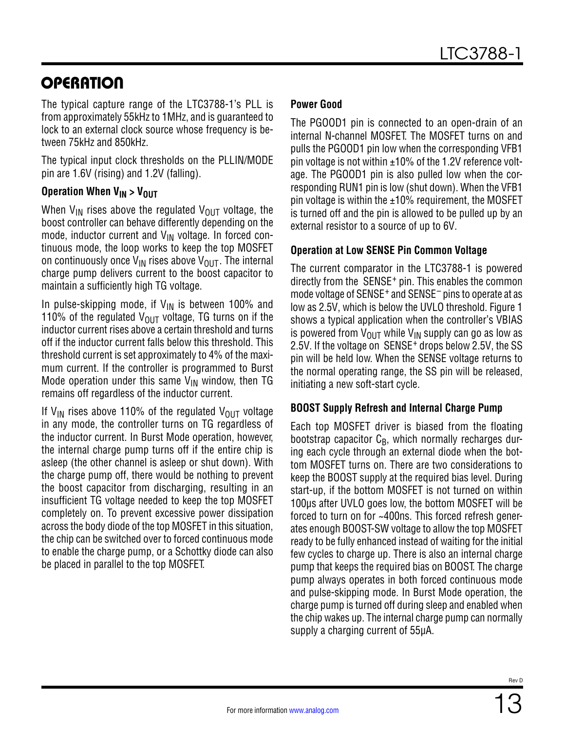## OPERATION

The typical capture range of the LTC3788-1's PLL is from approximately 55kHz to 1MHz, and is guaranteed to lock to an external clock source whose frequency is between 75kHz and 850kHz.

The typical input clock thresholds on the PLLIN/MODE pin are 1.6V (rising) and 1.2V (falling).

### Operation When $V_{IN} > V_{OUT}$

When $V_{IN}$ rises above the regulated $V_{OUT}$ voltage, the boost controller can behave differently depending on the mode, inductor current and $V_{IN}$ voltage. In forced continuous mode, the loop works to keep the top MOSFET on continuously once $V_{IN}$ rises above $V_{OUT}$. The internal charge pump delivers current to the boost capacitor to maintain a sufficiently high TG voltage.

In pulse-skipping mode, if $V_{IN}$ is between 100% and 110% of the regulated $V_{OUT}$ voltage, TG turns on if the inductor current rises above a certain threshold and turns off if the inductor current falls below this threshold. This threshold current is set approximately to 4% of the maximum current. If the controller is programmed to Burst Mode operation under this same $V_{IN}$ window, then TG remains off regardless of the inductor current.

If $V_{IN}$ rises above 110% of the regulated $V_{OUT}$ voltage in any mode, the controller turns on TG regardless of the inductor current. In Burst Mode operation, however, the internal charge pump turns off if the entire chip is asleep (the other channel is asleep or shut down). With the charge pump off, there would be nothing to prevent the boost capacitor from discharging, resulting in an insufficient TG voltage needed to keep the top MOSFET completely on. To prevent excessive power dissipation across the body diode of the top MOSFET in this situation, the chip can be switched over to forced continuous mode to enable the charge pump, or a Schottky diode can also be placed in parallel to the top MOSFET.

### Power Good

The PGOOD1 pin is connected to an open-drain of an internal N-channel MOSFET. The MOSFET turns on and pulls the PGOOD1 pin low when the corresponding VFB1 pin voltage is not within ±10% of the 1.2V reference voltage. The PGOOD1 pin is also pulled low when the corresponding RUN1 pin is low (shut down). When the VFB1 pin voltage is within the ±10% requirement, the MOSFET is turned off and the pin is allowed to be pulled up by an external resistor to a source of up to 6V.

### Operation at Low SENSE Pin Common Voltage

The current comparator in the LTC3788-1 is powered directly from the $SENSE^+$ pin. This enables the common mode voltage of $SENSE^+$ and $SENSE^-$ pins to operate at as low as 2.5V, which is below the UVLO threshold. Figure 1 shows a typical application when the controller's VBIAS is powered from $V_{OUT}$ while $V_{IN}$ supply can go as low as 2.5V. If the voltage on $SENSE^+$ drops below 2.5V, the SS pin will be held low. When the SENSE voltage returns to the normal operating range, the SS pin will be released, initiating a new soft-start cycle.

### BOOST Supply Refresh and Internal Charge Pump

Each top MOSFET driver is biased from the floating bootstrap capacitor $C_B$, which normally recharges during each cycle through an external diode when the bottom MOSFET turns on. There are two considerations to keep the BOOST supply at the required bias level. During start-up, if the bottom MOSFET is not turned on within 100µs after UVLO goes low, the bottom MOSFET will be forced to turn on for ~400ns. This forced refresh generates enough BOOST-SW voltage to allow the top MOSFET ready to be fully enhanced instead of waiting for the initial few cycles to charge up. There is also an internal charge pump that keeps the required bias on BOOST. The charge pump always operates in both forced continuous mode and pulse-skipping mode. In Burst Mode operation, the charge pump is turned off during sleep and enabled when the chip wakes up. The internal charge pump can normally supply a charging current of 55µA.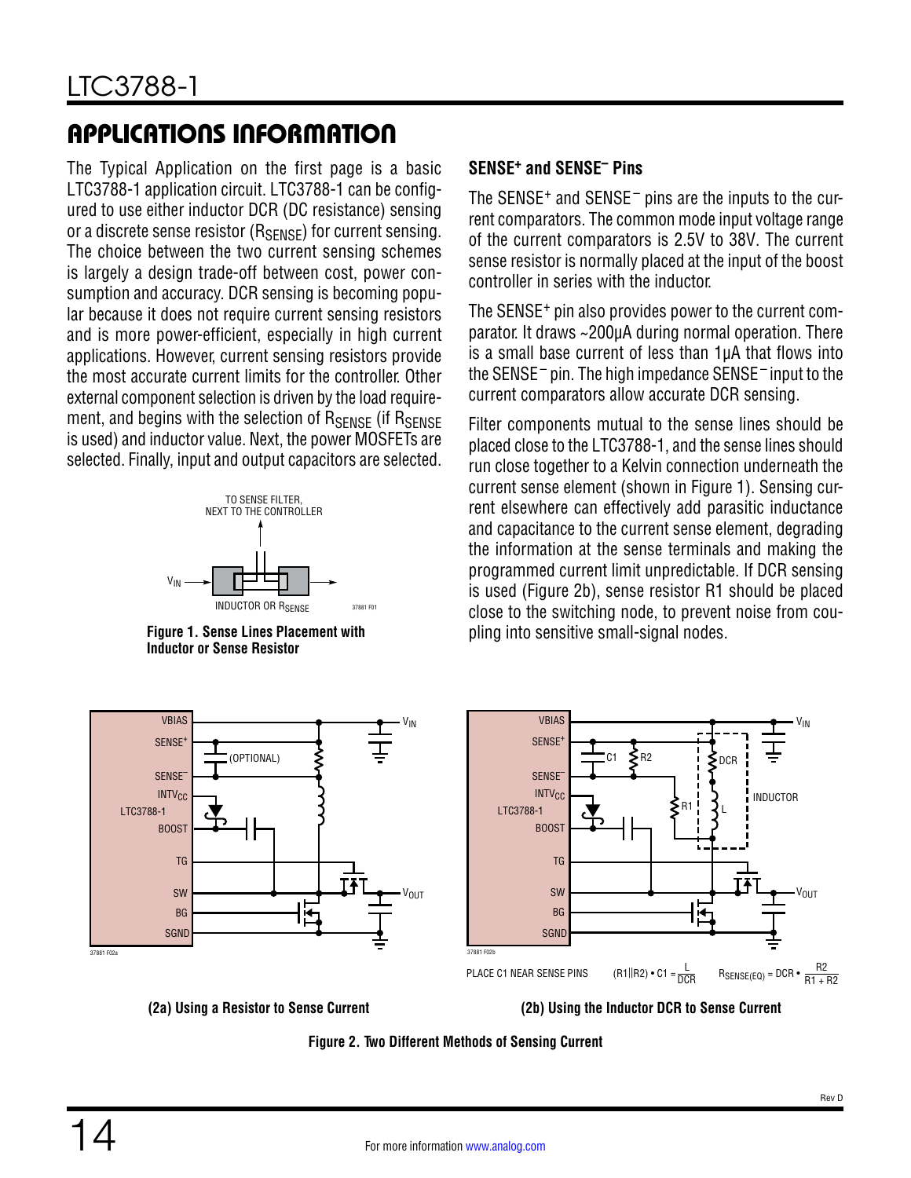## APPLICATIONS INFORMATION

The Typical Application on the first page is a basic LTC3788-1 application circuit. LTC3788-1 can be configured to use either inductor DCR (DC resistance) sensing or a discrete sense resistor ($R_{SENSE}$) for current sensing. The choice between the two current sensing schemes is largely a design trade-off between cost, power consumption and accuracy. DCR sensing is becoming popular because it does not require current sensing resistors and is more power-efficient, especially in high current applications. However, current sensing resistors provide the most accurate current limits for the controller. Other external component selection is driven by the load requirement, and begins with the selection of $R_{SENSE}$ (if $R_{SENSE}$ is used) and inductor value. Next, the power MOSFETs are selected. Finally, input and output capacitors are selected.

TO SENSE FILTER, NEXT TO THE CONTROLLER

$V_{IN}$

INDUCTOR OR $R_{SENSE}$

**Figure 1. Sense Lines Placement with Inductor or Sense Resistor**

### SENSE⁺ and SENSE⁻ Pins

The SENSE⁺ and SENSE⁻ pins are the inputs to the current comparators. The common mode input voltage range of the current comparators is 2.5V to 38V. The current sense resistor is normally placed at the input of the boost controller in series with the inductor.

The SENSE⁺ pin also provides power to the current comparator. It draws ~200μA during normal operation. There is a small base current of less than 1μA that flows into the SENSE⁻ pin. The high impedance SENSE⁻ input to the current comparators allow accurate DCR sensing.

Filter components mutual to the sense lines should be placed close to the LTC3788-1, and the sense lines should run close together to a Kelvin connection underneath the current sense element (shown in Figure 1). Sensing current elsewhere can effectively add parasitic inductance and capacitance to the current sense element, degrading the information at the sense terminals and making the programmed current limit unpredictable. If DCR sensing is used (Figure 2b), sense resistor R1 should be placed close to the switching node, to prevent noise from coupling into sensitive small-signal nodes.

PLACE C1 NEAR SENSE PINS

$$(R1||R2) \cdot C1 = \frac{L}{DCR}$$

$$R_{SENSE(EQ)} = DCR \cdot \frac{R2}{R1 + R2}$$

**(2a) Using a Resistor to Sense Current**

**(2b) Using the Inductor DCR to Sense Current**

**Figure 2. Two Different Methods of Sensing Current**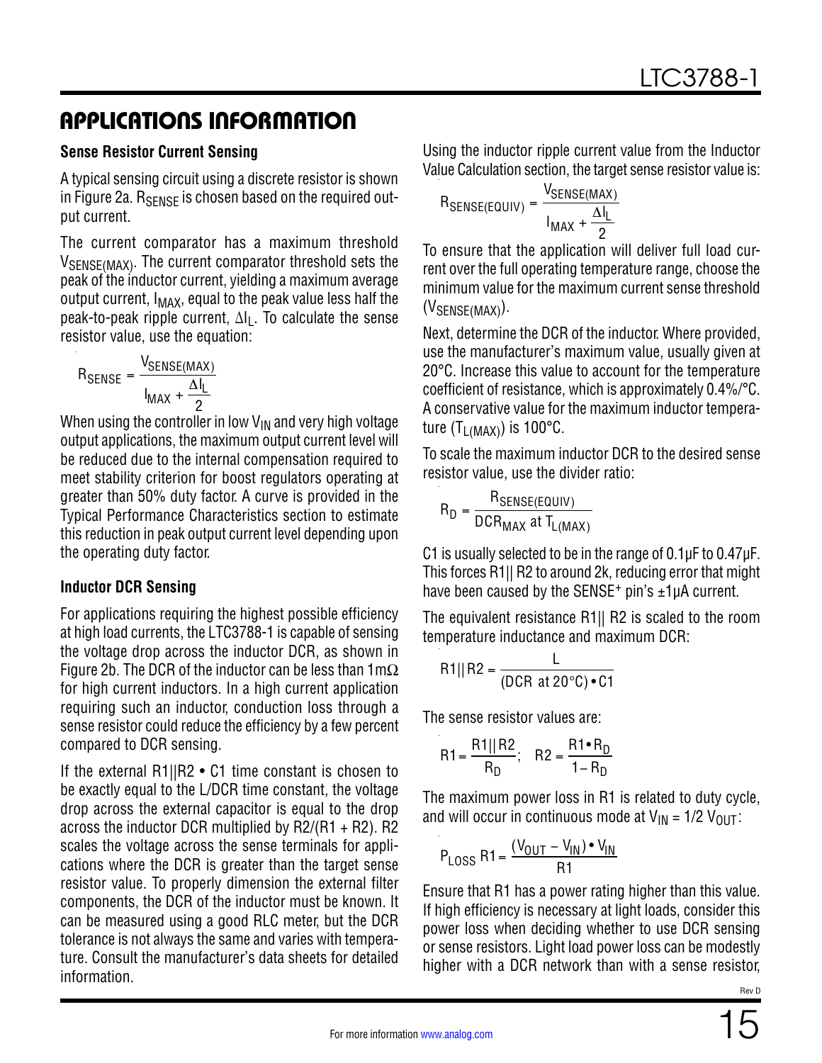## APPLICATIONS INFORMATION

**Sense Resistor Current Sensing**

A typical sensing circuit using a discrete resistor is shown in Figure 2a. $R_{SENSE}$ is chosen based on the required output current.

The current comparator has a maximum threshold $V_{SENSE(MAX)}$. The current comparator threshold sets the peak of the inductor current, yielding a maximum average output current, $I_{MAX}$, equal to the peak value less half the peak-to-peak ripple current, $\Delta I_L$. To calculate the sense resistor value, use the equation:

$$R_{SENSE} = \frac{V_{SENSE(MAX)}}{I_{MAX} + \frac{\Delta I_L}{2}}$$

When using the controller in low $V_{IN}$ and very high voltage output applications, the maximum output current level will be reduced due to the internal compensation required to meet stability criterion for boost regulators operating at greater than 50% duty factor. A curve is provided in the Typical Performance Characteristics section to estimate this reduction in peak output current level depending upon the operating duty factor.

**Inductor DCR Sensing**

For applications requiring the highest possible efficiency at high load currents, the LTC3788-1 is capable of sensing the voltage drop across the inductor DCR, as shown in Figure 2b. The DCR of the inductor can be less than 1mΩ for high current inductors. In a high current application requiring such an inductor, conduction loss through a sense resistor could reduce the efficiency by a few percent compared to DCR sensing.

If the external R1||R2 • C1 time constant is chosen to be exactly equal to the L/DCR time constant, the voltage drop across the external capacitor is equal to the drop across the inductor DCR multiplied by R2/(R1 + R2). R2 scales the voltage across the sense terminals for applications where the DCR is greater than the target sense resistor value. To properly dimension the external filter components, the DCR of the inductor must be known. It can be measured using a good RLC meter, but the DCR tolerance is not always the same and varies with temperature. Consult the manufacturer's data sheets for detailed information.

Using the inductor ripple current value from the Inductor Value Calculation section, the target sense resistor value is:

$$R_{SENSE(EQUIV)} = \frac{V_{SENSE(MAX)}}{I_{MAX} + \frac{\Delta I_L}{2}}$$

To ensure that the application will deliver full load current over the full operating temperature range, choose the minimum value for the maximum current sense threshold ($V_{SENSE(MAX)}$).

Next, determine the DCR of the inductor. Where provided, use the manufacturer's maximum value, usually given at 20°C. Increase this value to account for the temperature coefficient of resistance, which is approximately 0.4%/°C. A conservative value for the maximum inductor temperature ($T_{L(MAX)}$) is 100°C.

To scale the maximum inductor DCR to the desired sense resistor value, use the divider ratio:

$$R_D = \frac{R_{SENSE(EQUIV)}}{DCR_{MAX} \text{ at } T_{L(MAX)}}$$

C1 is usually selected to be in the range of 0.1µF to 0.47µF. This forces R1|| R2 to around 2k, reducing error that might have been caused by the SENSE+ pin's ±1µA current.

The equivalent resistance R1|| R2 is scaled to the room temperature inductance and maximum DCR:

$$R1||R2 = \frac{L}{(DCR \text{ at } 20°C) \cdot C1}$$

The sense resistor values are:

$$R1 = \frac{R1||R2}{R_D}; \quad R2 = \frac{R1 \cdot R_D}{1 - R_D}$$

The maximum power loss in R1 is related to duty cycle, and will occur in continuous mode at $V_{IN} = 1/2\ V_{OUT}$:

$$P_{LOSS}\ R1 = \frac{(V_{OUT} - V_{IN}) \cdot V_{IN}}{R1}$$

Ensure that R1 has a power rating higher than this value. If high efficiency is necessary at light loads, consider this power loss when deciding whether to use DCR sensing or sense resistors. Light load power loss can be modestly higher with a DCR network than with a sense resistor,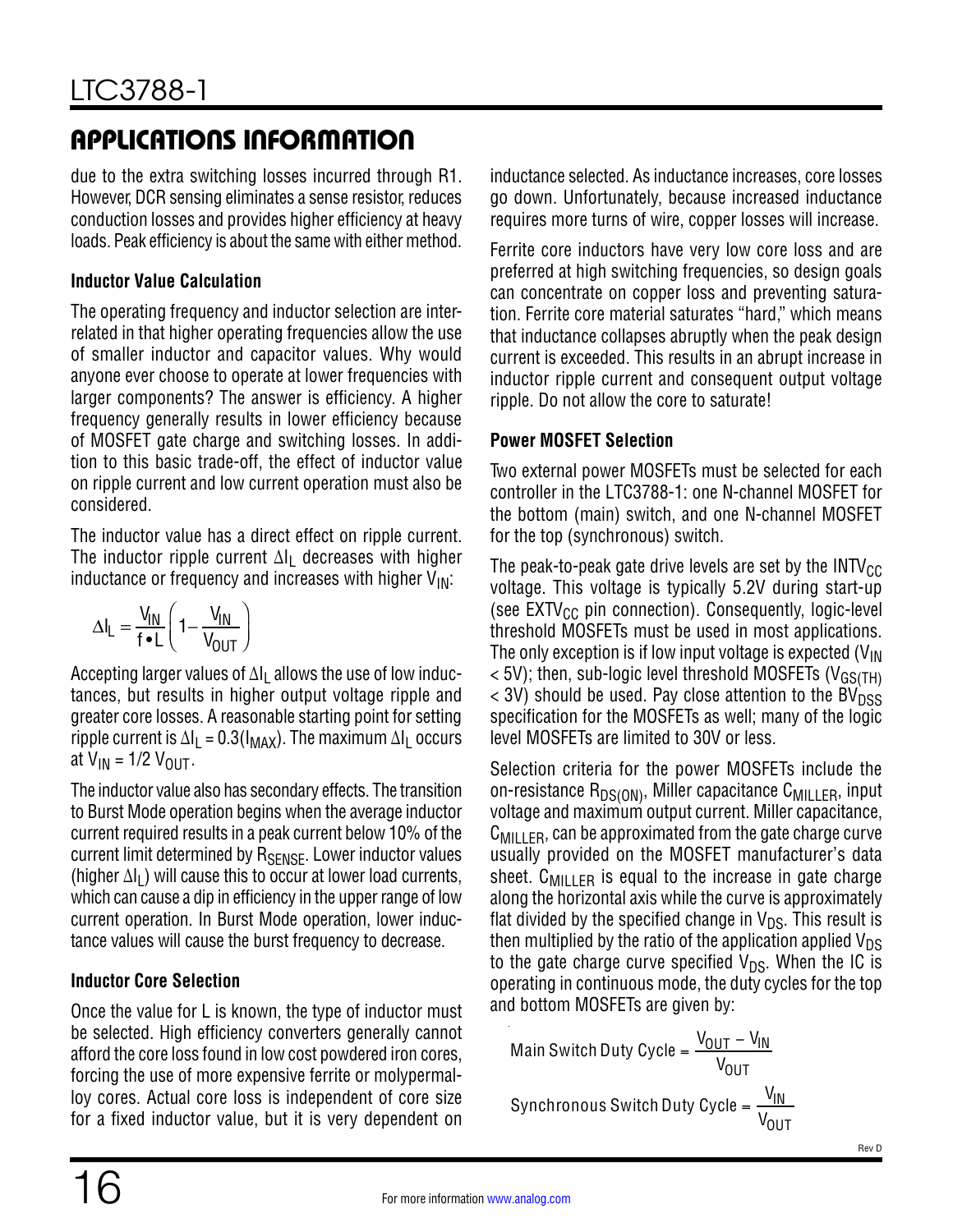## APPLICATIONS INFORMATION

due to the extra switching losses incurred through R1. However, DCR sensing eliminates a sense resistor, reduces conduction losses and provides higher efficiency at heavy loads. Peak efficiency is about the same with either method.

### Inductor Value Calculation

The operating frequency and inductor selection are interrelated in that higher operating frequencies allow the use of smaller inductor and capacitor values. Why would anyone ever choose to operate at lower frequencies with larger components? The answer is efficiency. A higher frequency generally results in lower efficiency because of MOSFET gate charge and switching losses. In addition to this basic trade-off, the effect of inductor value on ripple current and low current operation must also be considered.

The inductor value has a direct effect on ripple current. The inductor ripple current $\Delta I_L$ decreases with higher inductance or frequency and increases with higher $V_{IN}$:

$$\Delta I_L = \frac{V_{IN}}{f \bullet L}\left(1 - \frac{V_{IN}}{V_{OUT}}\right)$$

Accepting larger values of $\Delta I_L$ allows the use of low inductances, but results in higher output voltage ripple and greater core losses. A reasonable starting point for setting ripple current is $\Delta I_L = 0.3(I_{MAX})$. The maximum $\Delta I_L$ occurs at $V_{IN} = 1/2\ V_{OUT}$.

The inductor value also has secondary effects. The transition to Burst Mode operation begins when the average inductor current required results in a peak current below 10% of the current limit determined by $R_{SENSE}$. Lower inductor values (higher $\Delta I_L$) will cause this to occur at lower load currents, which can cause a dip in efficiency in the upper range of low current operation. In Burst Mode operation, lower inductance values will cause the burst frequency to decrease.

### Inductor Core Selection

Once the value for L is known, the type of inductor must be selected. High efficiency converters generally cannot afford the core loss found in low cost powdered iron cores, forcing the use of more expensive ferrite or molypermalloy cores. Actual core loss is independent of core size for a fixed inductor value, but it is very dependent on inductance selected. As inductance increases, core losses go down. Unfortunately, because increased inductance requires more turns of wire, copper losses will increase.

Ferrite core inductors have very low core loss and are preferred at high switching frequencies, so design goals can concentrate on copper loss and preventing saturation. Ferrite core material saturates "hard," which means that inductance collapses abruptly when the peak design current is exceeded. This results in an abrupt increase in inductor ripple current and consequent output voltage ripple. Do not allow the core to saturate!

### Power MOSFET Selection

Two external power MOSFETs must be selected for each controller in the LTC3788-1: one N-channel MOSFET for the bottom (main) switch, and one N-channel MOSFET for the top (synchronous) switch.

The peak-to-peak gate drive levels are set by the $INTV_{CC}$ voltage. This voltage is typically 5.2V during start-up (see $EXTV_{CC}$ pin connection). Consequently, logic-level threshold MOSFETs must be used in most applications. The only exception is if low input voltage is expected ($V_{IN}$ < 5V); then, sub-logic level threshold MOSFETs ($V_{GS(TH)}$ < 3V) should be used. Pay close attention to the $BV_{DSS}$ specification for the MOSFETs as well; many of the logic level MOSFETs are limited to 30V or less.

Selection criteria for the power MOSFETs include the on-resistance $R_{DS(ON)}$, Miller capacitance $C_{MILLER}$, input voltage and maximum output current. Miller capacitance, $C_{MILLER}$, can be approximated from the gate charge curve usually provided on the MOSFET manufacturer's data sheet. $C_{MILLER}$ is equal to the increase in gate charge along the horizontal axis while the curve is approximately flat divided by the specified change in $V_{DS}$. This result is then multiplied by the ratio of the application applied $V_{DS}$ to the gate charge curve specified $V_{DS}$. When the IC is operating in continuous mode, the duty cycles for the top and bottom MOSFETs are given by:

$$\text{Main Switch Duty Cycle} = \frac{V_{OUT} - V_{IN}}{V_{OUT}}$$

$$\text{Synchronous Switch Duty Cycle} = \frac{V_{IN}}{V_{OUT}}$$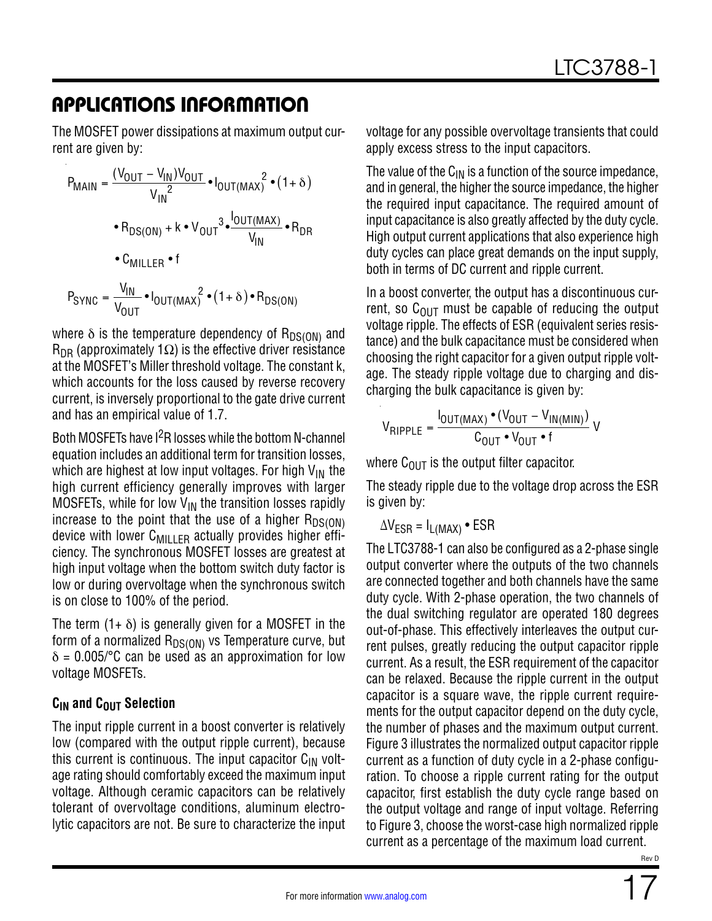## APPLICATIONS INFORMATION

The MOSFET power dissipations at maximum output current are given by:

$$P_{MAIN} = \frac{(V_{OUT} - V_{IN})V_{OUT}}{V_{IN}^2} \cdot I_{OUT(MAX)}^2 \cdot (1+\delta) \cdot R_{DS(ON)} + k \cdot V_{OUT}^3 \cdot \frac{I_{OUT(MAX)}}{V_{IN}} \cdot R_{DR} \cdot C_{MILLER} \cdot f$$

$$P_{SYNC} = \frac{V_{IN}}{V_{OUT}} \cdot I_{OUT(MAX)}^2 \cdot (1+\delta) \cdot R_{DS(ON)}$$

where $\delta$ is the temperature dependency of $R_{DS(ON)}$ and $R_{DR}$ (approximately 1Ω) is the effective driver resistance at the MOSFET's Miller threshold voltage. The constant k, which accounts for the loss caused by reverse recovery current, is inversely proportional to the gate drive current and has an empirical value of 1.7.

Both MOSFETs have $I^2R$ losses while the bottom N-channel equation includes an additional term for transition losses, which are highest at low input voltages. For high $V_{IN}$ the high current efficiency generally improves with larger MOSFETs, while for low $V_{IN}$ the transition losses rapidly increase to the point that the use of a higher $R_{DS(ON)}$ device with lower $C_{MILLER}$ actually provides higher efficiency. The synchronous MOSFET losses are greatest at high input voltage when the bottom switch duty factor is low or during overvoltage when the synchronous switch is on close to 100% of the period.

The term $(1+\delta)$ is generally given for a MOSFET in the form of a normalized $R_{DS(ON)}$ vs Temperature curve, but $\delta = 0.005/°C$ can be used as an approximation for low voltage MOSFETs.

### $C_{IN}$ and $C_{OUT}$ Selection

The input ripple current in a boost converter is relatively low (compared with the output ripple current), because this current is continuous. The input capacitor $C_{IN}$ voltage rating should comfortably exceed the maximum input voltage. Although ceramic capacitors can be relatively tolerant of overvoltage conditions, aluminum electrolytic capacitors are not. Be sure to characterize the input voltage for any possible overvoltage transients that could apply excess stress to the input capacitors.

The value of the $C_{IN}$ is a function of the source impedance, and in general, the higher the source impedance, the higher the required input capacitance. The required amount of input capacitance is also greatly affected by the duty cycle. High output current applications that also experience high duty cycles can place great demands on the input supply, both in terms of DC current and ripple current.

In a boost converter, the output has a discontinuous current, so $C_{OUT}$ must be capable of reducing the output voltage ripple. The effects of ESR (equivalent series resistance) and the bulk capacitance must be considered when choosing the right capacitor for a given output ripple voltage. The steady ripple voltage due to charging and discharging the bulk capacitance is given by:

$$V_{RIPPLE} = \frac{I_{OUT(MAX)} \cdot (V_{OUT} - V_{IN(MIN)})}{C_{OUT} \cdot V_{OUT} \cdot f} \text{ V}$$

where $C_{OUT}$ is the output filter capacitor.

The steady ripple due to the voltage drop across the ESR is given by:

$$\Delta V_{ESR} = I_{L(MAX)} \cdot ESR$$

The LTC3788-1 can also be configured as a 2-phase single output converter where the outputs of the two channels are connected together and both channels have the same duty cycle. With 2-phase operation, the two channels of the dual switching regulator are operated 180 degrees out-of-phase. This effectively interleaves the output current pulses, greatly reducing the output capacitor ripple current. As a result, the ESR requirement of the capacitor can be relaxed. Because the ripple current in the output capacitor is a square wave, the ripple current requirements for the output capacitor depend on the duty cycle, the number of phases and the maximum output current. Figure 3 illustrates the normalized output capacitor ripple current as a function of duty cycle in a 2-phase configuration. To choose a ripple current rating for the output capacitor, first establish the duty cycle range based on the output voltage and range of input voltage. Referring to Figure 3, choose the worst-case high normalized ripple current as a percentage of the maximum load current.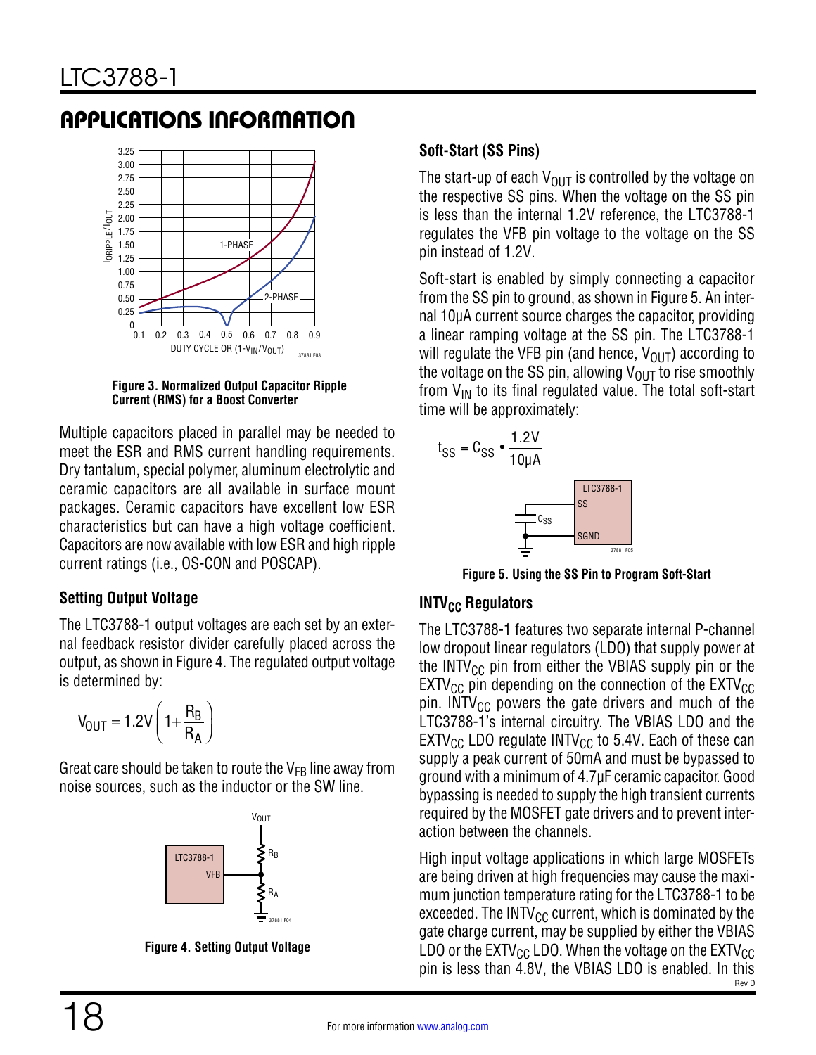## APPLICATIONS INFORMATION

Figure 3. Normalized Output Capacitor Ripple Current (RMS) for a Boost Converter

Multiple capacitors placed in parallel may be needed to meet the ESR and RMS current handling requirements. Dry tantalum, special polymer, aluminum electrolytic and ceramic capacitors are all available in surface mount packages. Ceramic capacitors have excellent low ESR characteristics but can have a high voltage coefficient. Capacitors are now available with low ESR and high ripple current ratings (i.e., OS-CON and POSCAP).

### Setting Output Voltage

The LTC3788-1 output voltages are each set by an external feedback resistor divider carefully placed across the output, as shown in Figure 4. The regulated output voltage is determined by:

$$V_{OUT} = 1.2V\left(1+\frac{R_B}{R_A}\right)$$

Great care should be taken to route the $V_{FB}$ line away from noise sources, such as the inductor or the SW line.

Figure 4. Setting Output Voltage

### Soft-Start (SS Pins)

The start-up of each $V_{OUT}$ is controlled by the voltage on the respective SS pins. When the voltage on the SS pin is less than the internal 1.2V reference, the LTC3788-1 regulates the VFB pin voltage to the voltage on the SS pin instead of 1.2V.

Soft-start is enabled by simply connecting a capacitor from the SS pin to ground, as shown in Figure 5. An internal 10µA current source charges the capacitor, providing a linear ramping voltage at the SS pin. The LTC3788-1 will regulate the VFB pin (and hence, $V_{OUT}$) according to the voltage on the SS pin, allowing $V_{OUT}$ to rise smoothly from $V_{IN}$ to its final regulated value. The total soft-start time will be approximately:

$$t_{SS} = C_{SS} \bullet \frac{1.2V}{10\mu A}$$

Figure 5. Using the SS Pin to Program Soft-Start

### $INTV_{CC}$ Regulators

The LTC3788-1 features two separate internal P-channel low dropout linear regulators (LDO) that supply power at the $INTV_{CC}$ pin from either the VBIAS supply pin or the $EXTV_{CC}$ pin depending on the connection of the $EXTV_{CC}$ pin. $INTV_{CC}$ powers the gate drivers and much of the LTC3788-1's internal circuitry. The VBIAS LDO and the $EXTV_{CC}$ LDO regulate $INTV_{CC}$ to 5.4V. Each of these can supply a peak current of 50mA and must be bypassed to ground with a minimum of 4.7µF ceramic capacitor. Good bypassing is needed to supply the high transient currents required by the MOSFET gate drivers and to prevent interaction between the channels.

High input voltage applications in which large MOSFETs are being driven at high frequencies may cause the maximum junction temperature rating for the LTC3788-1 to be exceeded. The $INTV_{CC}$ current, which is dominated by the gate charge current, may be supplied by either the VBIAS LDO or the $EXTV_{CC}$ LDO. When the voltage on the $EXTV_{CC}$ pin is less than 4.8V, the VBIAS LDO is enabled. In this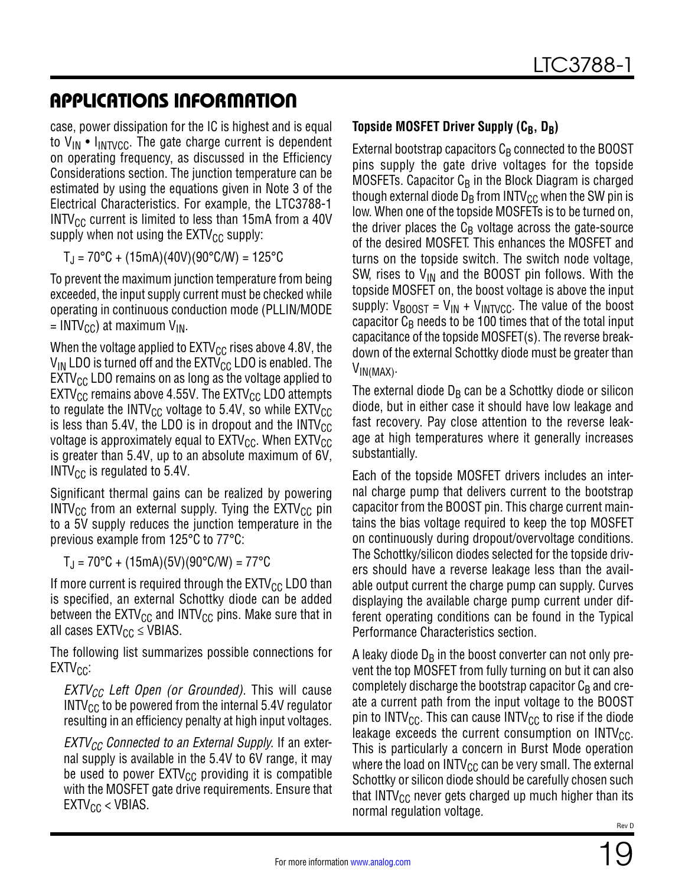case, power dissipation for the IC is highest and is equal to $V_{IN} \bullet I_{INTVCC}$. The gate charge current is dependent on operating frequency, as discussed in the Efficiency Considerations section. The junction temperature can be estimated by using the equations given in Note 3 of the Electrical Characteristics. For example, the LTC3788-1 $INTV_{CC}$ current is limited to less than 15mA from a 40V supply when not using the $EXTV_{CC}$ supply:

$$T_J = 70°C + (15mA)(40V)(90°C/W) = 125°C$$

To prevent the maximum junction temperature from being exceeded, the input supply current must be checked while operating in continuous conduction mode (PLLIN/MODE = $INTV_{CC}$) at maximum $V_{IN}$.

When the voltage applied to $EXTV_{CC}$ rises above 4.8V, the $V_{IN}$ LDO is turned off and the $EXTV_{CC}$ LDO is enabled. The $EXTV_{CC}$ LDO remains on as long as the voltage applied to $EXTV_{CC}$ remains above 4.55V. The $EXTV_{CC}$ LDO attempts to regulate the $INTV_{CC}$ voltage to 5.4V, so while $EXTV_{CC}$ is less than 5.4V, the LDO is in dropout and the $INTV_{CC}$ voltage is approximately equal to $EXTV_{CC}$. When $EXTV_{CC}$ is greater than 5.4V, up to an absolute maximum of 6V, $INTV_{CC}$ is regulated to 5.4V.

Significant thermal gains can be realized by powering $INTV_{CC}$ from an external supply. Tying the $EXTV_{CC}$ pin to a 5V supply reduces the junction temperature in the previous example from 125°C to 77°C:

$$T_J = 70°C + (15mA)(5V)(90°C/W) = 77°C$$

If more current is required through the $EXTV_{CC}$ LDO than is specified, an external Schottky diode can be added between the $EXTV_{CC}$ and $INTV_{CC}$ pins. Make sure that in all cases $EXTV_{CC} \leq$ VBIAS.

The following list summarizes possible connections for $EXTV_{CC}$:

*$EXTV_{CC}$ Left Open (or Grounded).* This will cause $INTV_{CC}$ to be powered from the internal 5.4V regulator resulting in an efficiency penalty at high input voltages.

*$EXTV_{CC}$ Connected to an External Supply.* If an external supply is available in the 5.4V to 6V range, it may be used to power $EXTV_{CC}$ providing it is compatible with the MOSFET gate drive requirements. Ensure that $EXTV_{CC} <$ VBIAS.

**Topside MOSFET Driver Supply ($C_B$, $D_B$)**

External bootstrap capacitors $C_B$ connected to the BOOST pins supply the gate drive voltages for the topside MOSFETs. Capacitor $C_B$ in the Block Diagram is charged though external diode $D_B$ from $INTV_{CC}$ when the SW pin is low. When one of the topside MOSFETs is to be turned on, the driver places the $C_B$ voltage across the gate-source of the desired MOSFET. This enhances the MOSFET and turns on the topside switch. The switch node voltage, SW, rises to $V_{IN}$ and the BOOST pin follows. With the topside MOSFET on, the boost voltage is above the input supply: $V_{BOOST} = V_{IN} + V_{INTVCC}$. The value of the boost capacitor $C_B$ needs to be 100 times that of the total input capacitance of the topside MOSFET(s). The reverse breakdown of the external Schottky diode must be greater than $V_{IN(MAX)}$.

The external diode $D_B$ can be a Schottky diode or silicon diode, but in either case it should have low leakage and fast recovery. Pay close attention to the reverse leakage at high temperatures where it generally increases substantially.

Each of the topside MOSFET drivers includes an internal charge pump that delivers current to the bootstrap capacitor from the BOOST pin. This charge current maintains the bias voltage required to keep the top MOSFET on continuously during dropout/overvoltage conditions. The Schottky/silicon diodes selected for the topside drivers should have a reverse leakage less than the available output current the charge pump can supply. Curves displaying the available charge pump current under different operating conditions can be found in the Typical Performance Characteristics section.

A leaky diode $D_B$ in the boost converter can not only prevent the top MOSFET from fully turning on but it can also completely discharge the bootstrap capacitor $C_B$ and create a current path from the input voltage to the BOOST pin to $INTV_{CC}$. This can cause $INTV_{CC}$ to rise if the diode leakage exceeds the current consumption on $INTV_{CC}$. This is particularly a concern in Burst Mode operation where the load on $INTV_{CC}$ can be very small. The external Schottky or silicon diode should be carefully chosen such that $INTV_{CC}$ never gets charged up much higher than its normal regulation voltage.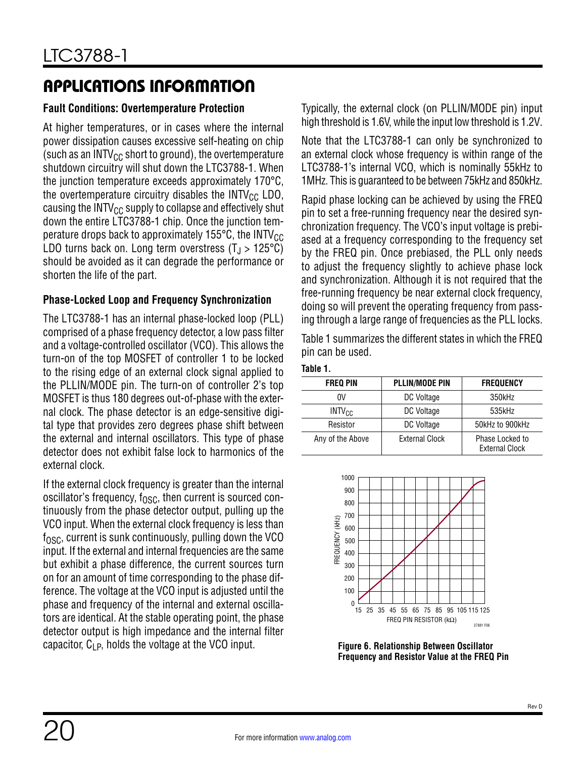## APPLICATIONS INFORMATION

### Fault Conditions: Overtemperature Protection

At higher temperatures, or in cases where the internal power dissipation causes excessive self-heating on chip (such as an $INTV_{CC}$ short to ground), the overtemperature shutdown circuitry will shut down the LTC3788-1. When the junction temperature exceeds approximately 170°C, the overtemperature circuitry disables the $INTV_{CC}$ LDO, causing the $INTV_{CC}$ supply to collapse and effectively shut down the entire LTC3788-1 chip. Once the junction temperature drops back to approximately 155°C, the $INTV_{CC}$ LDO turns back on. Long term overstress ($T_J$ > 125°C) should be avoided as it can degrade the performance or shorten the life of the part.

### Phase-Locked Loop and Frequency Synchronization

The LTC3788-1 has an internal phase-locked loop (PLL) comprised of a phase frequency detector, a low pass filter and a voltage-controlled oscillator (VCO). This allows the turn-on of the top MOSFET of controller 1 to be locked to the rising edge of an external clock signal applied to the PLLIN/MODE pin. The turn-on of controller 2's top MOSFET is thus 180 degrees out-of-phase with the external clock. The phase detector is an edge-sensitive digital type that provides zero degrees phase shift between the external and internal oscillators. This type of phase detector does not exhibit false lock to harmonics of the external clock.

If the external clock frequency is greater than the internal oscillator's frequency, $f_{OSC}$, then current is sourced continuously from the phase detector output, pulling up the VCO input. When the external clock frequency is less than $f_{OSC}$, current is sunk continuously, pulling down the VCO input. If the external and internal frequencies are the same but exhibit a phase difference, the current sources turn on for an amount of time corresponding to the phase difference. The voltage at the VCO input is adjusted until the phase and frequency of the internal and external oscillators are identical. At the stable operating point, the phase detector output is high impedance and the internal filter capacitor, $C_{LP}$, holds the voltage at the VCO input.

Typically, the external clock (on PLLIN/MODE pin) input high threshold is 1.6V, while the input low threshold is 1.2V.

Note that the LTC3788-1 can only be synchronized to an external clock whose frequency is within range of the LTC3788-1's internal VCO, which is nominally 55kHz to 1MHz. This is guaranteed to be between 75kHz and 850kHz.

Rapid phase locking can be achieved by using the FREQ pin to set a free-running frequency near the desired synchronization frequency. The VCO's input voltage is prebiased at a frequency corresponding to the frequency set by the FREQ pin. Once prebiased, the PLL only needs to adjust the frequency slightly to achieve phase lock and synchronization. Although it is not required that the free-running frequency be near external clock frequency, doing so will prevent the operating frequency from passing through a large range of frequencies as the PLL locks.

Table 1 summarizes the different states in which the FREQ pin can be used.

**Table 1.**

| FREQ PIN | PLLIN/MODE PIN | FREQUENCY |
|---|---|---|
| 0V | DC Voltage | 350kHz |
| $INTV_{CC}$ | DC Voltage | 535kHz |
| Resistor | DC Voltage | 50kHz to 900kHz |
| Any of the Above | External Clock | Phase Locked to External Clock |

**Figure 6. Relationship Between Oscillator Frequency and Resistor Value at the FREQ Pin**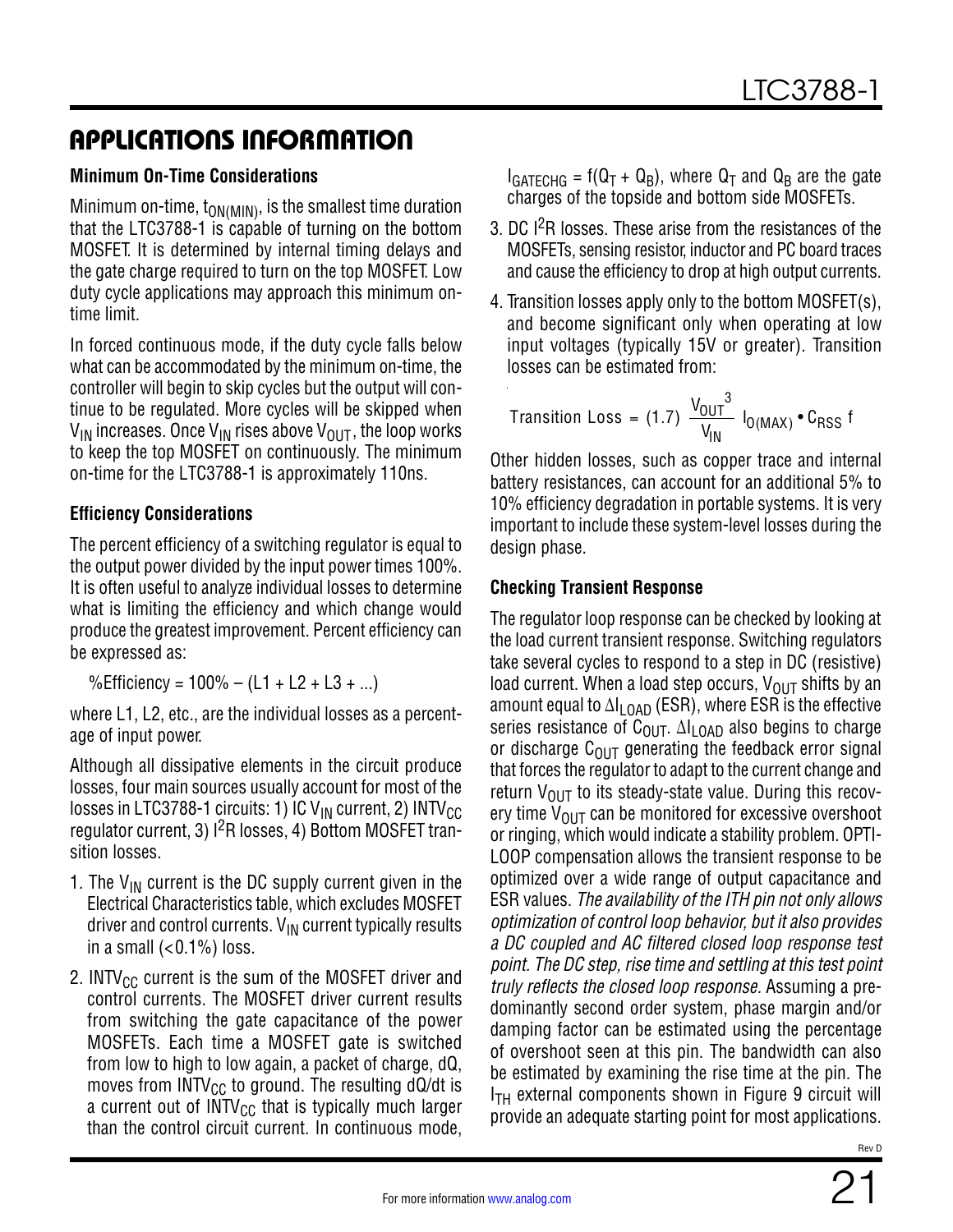## APPLICATIONS INFORMATION

### Minimum On-Time Considerations

Minimum on-time, $t_{ON(MIN)}$, is the smallest time duration that the LTC3788-1 is capable of turning on the bottom MOSFET. It is determined by internal timing delays and the gate charge required to turn on the top MOSFET. Low duty cycle applications may approach this minimum on-time limit.

In forced continuous mode, if the duty cycle falls below what can be accommodated by the minimum on-time, the controller will begin to skip cycles but the output will continue to be regulated. More cycles will be skipped when $V_{IN}$ increases. Once $V_{IN}$ rises above $V_{OUT}$, the loop works to keep the top MOSFET on continuously. The minimum on-time for the LTC3788-1 is approximately 110ns.

### Efficiency Considerations

The percent efficiency of a switching regulator is equal to the output power divided by the input power times 100%. It is often useful to analyze individual losses to determine what is limiting the efficiency and which change would produce the greatest improvement. Percent efficiency can be expressed as:

%Efficiency = 100% – (L1 + L2 + L3 + ...)

where L1, L2, etc., are the individual losses as a percentage of input power.

Although all dissipative elements in the circuit produce losses, four main sources usually account for most of the losses in LTC3788-1 circuits: 1) IC $V_{IN}$ current, 2) $INTV_{CC}$ regulator current, 3) $I^2R$ losses, 4) Bottom MOSFET transition losses.

1. The $V_{IN}$ current is the DC supply current given in the Electrical Characteristics table, which excludes MOSFET driver and control currents. $V_{IN}$ current typically results in a small (<0.1%) loss.
2. $INTV_{CC}$ current is the sum of the MOSFET driver and control currents. The MOSFET driver current results from switching the gate capacitance of the power MOSFETs. Each time a MOSFET gate is switched from low to high to low again, a packet of charge, dQ, moves from $INTV_{CC}$ to ground. The resulting dQ/dt is a current out of $INTV_{CC}$ that is typically much larger than the control circuit current. In continuous mode, $I_{GATECHG} = f(Q_T + Q_B)$, where $Q_T$ and $Q_B$ are the gate charges of the topside and bottom side MOSFETs.
3. DC $I^2R$ losses. These arise from the resistances of the MOSFETs, sensing resistor, inductor and PC board traces and cause the efficiency to drop at high output currents.
4. Transition losses apply only to the bottom MOSFET(s), and become significant only when operating at low input voltages (typically 15V or greater). Transition losses can be estimated from:

$$\text{Transition Loss} = (1.7)\ \frac{V_{OUT}^{\ 3}}{V_{IN}}\ I_{O(MAX)} \bullet C_{RSS}\ f$$

Other hidden losses, such as copper trace and internal battery resistances, can account for an additional 5% to 10% efficiency degradation in portable systems. It is very important to include these system-level losses during the design phase.

### Checking Transient Response

The regulator loop response can be checked by looking at the load current transient response. Switching regulators take several cycles to respond to a step in DC (resistive) load current. When a load step occurs, $V_{OUT}$ shifts by an amount equal to $\Delta I_{LOAD}$ (ESR), where ESR is the effective series resistance of $C_{OUT}$. $\Delta I_{LOAD}$ also begins to charge or discharge $C_{OUT}$ generating the feedback error signal that forces the regulator to adapt to the current change and return $V_{OUT}$ to its steady-state value. During this recovery time $V_{OUT}$ can be monitored for excessive overshoot or ringing, which would indicate a stability problem. OPTI-LOOP compensation allows the transient response to be optimized over a wide range of output capacitance and ESR values. *The availability of the ITH pin not only allows optimization of control loop behavior, but it also provides a DC coupled and AC filtered closed loop response test point. The DC step, rise time and settling at this test point truly reflects the closed loop response.* Assuming a predominantly second order system, phase margin and/or damping factor can be estimated using the percentage of overshoot seen at this pin. The bandwidth can also be estimated by examining the rise time at the pin. The $I_{TH}$ external components shown in Figure 9 circuit will provide an adequate starting point for most applications.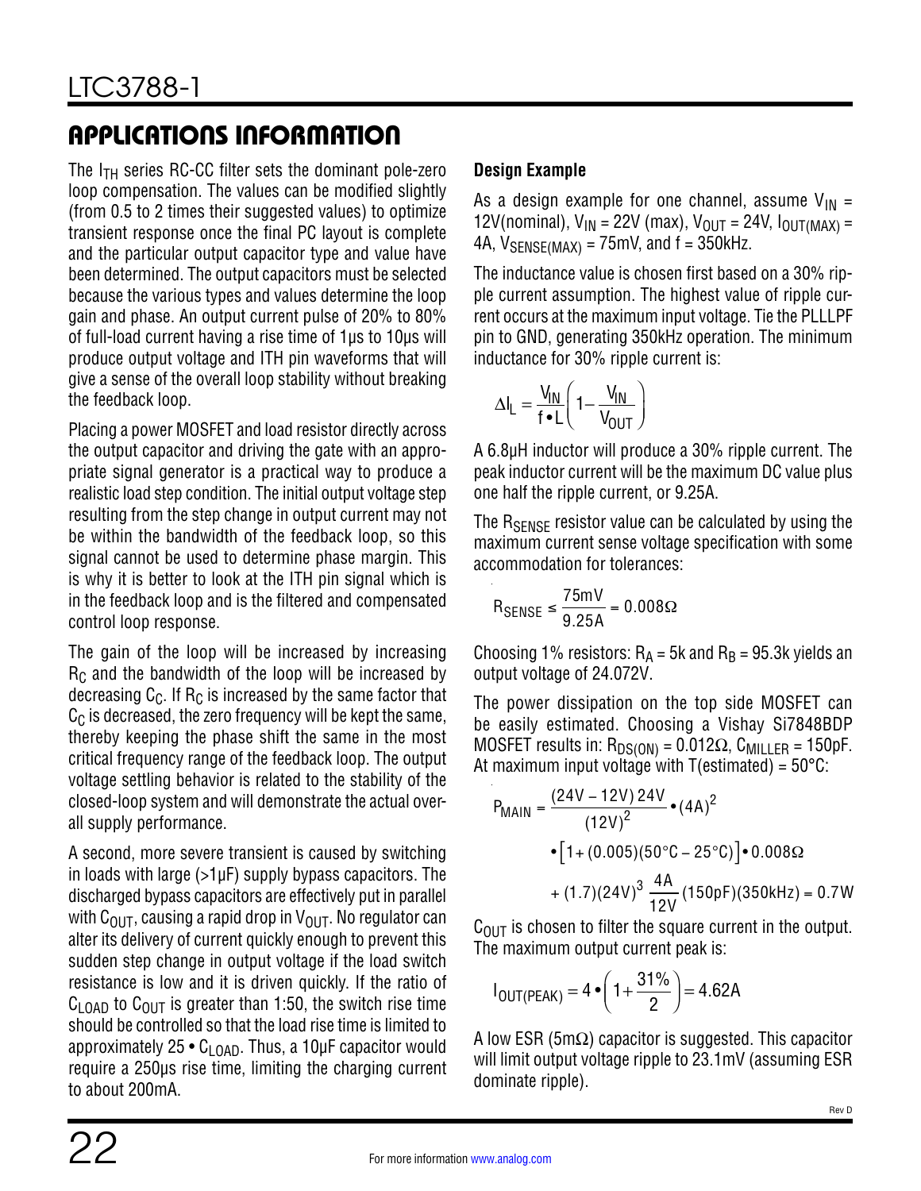## APPLICATIONS INFORMATION

The $I_{TH}$ series RC-CC filter sets the dominant pole-zero loop compensation. The values can be modified slightly (from 0.5 to 2 times their suggested values) to optimize transient response once the final PC layout is complete and the particular output capacitor type and value have been determined. The output capacitors must be selected because the various types and values determine the loop gain and phase. An output current pulse of 20% to 80% of full-load current having a rise time of 1µs to 10µs will produce output voltage and ITH pin waveforms that will give a sense of the overall loop stability without breaking the feedback loop.

Placing a power MOSFET and load resistor directly across the output capacitor and driving the gate with an appropriate signal generator is a practical way to produce a realistic load step condition. The initial output voltage step resulting from the step change in output current may not be within the bandwidth of the feedback loop, so this signal cannot be used to determine phase margin. This is why it is better to look at the ITH pin signal which is in the feedback loop and is the filtered and compensated control loop response.

The gain of the loop will be increased by increasing $R_C$ and the bandwidth of the loop will be increased by decreasing $C_C$. If $R_C$ is increased by the same factor that $C_C$ is decreased, the zero frequency will be kept the same, thereby keeping the phase shift the same in the most critical frequency range of the feedback loop. The output voltage settling behavior is related to the stability of the closed-loop system and will demonstrate the actual overall supply performance.

A second, more severe transient is caused by switching in loads with large (>1µF) supply bypass capacitors. The discharged bypass capacitors are effectively put in parallel with $C_{OUT}$, causing a rapid drop in $V_{OUT}$. No regulator can alter its delivery of current quickly enough to prevent this sudden step change in output voltage if the load switch resistance is low and it is driven quickly. If the ratio of $C_{LOAD}$ to $C_{OUT}$ is greater than 1:50, the switch rise time should be controlled so that the load rise time is limited to approximately $25 \cdot C_{LOAD}$. Thus, a 10µF capacitor would require a 250µs rise time, limiting the charging current to about 200mA.

### Design Example

As a design example for one channel, assume $V_{IN}$ = 12V(nominal), $V_{IN}$ = 22V (max), $V_{OUT}$ = 24V, $I_{OUT(MAX)}$ = 4A, $V_{SENSE(MAX)}$ = 75mV, and f = 350kHz.

The inductance value is chosen first based on a 30% ripple current assumption. The highest value of ripple current occurs at the maximum input voltage. Tie the PLLLPF pin to GND, generating 350kHz operation. The minimum inductance for 30% ripple current is:

$$\Delta I_L = \frac{V_{IN}}{f \bullet L}\left(1 - \frac{V_{IN}}{V_{OUT}}\right)$$

A 6.8µH inductor will produce a 30% ripple current. The peak inductor current will be the maximum DC value plus one half the ripple current, or 9.25A.

The $R_{SENSE}$ resistor value can be calculated by using the maximum current sense voltage specification with some accommodation for tolerances:

$$R_{SENSE} \le \frac{75\text{mV}}{9.25\text{A}} = 0.008\Omega$$

Choosing 1% resistors: $R_A$ = 5k and $R_B$ = 95.3k yields an output voltage of 24.072V.

The power dissipation on the top side MOSFET can be easily estimated. Choosing a Vishay Si7848BDP MOSFET results in: $R_{DS(ON)}$ = 0.012Ω, $C_{MILLER}$ = 150pF. At maximum input voltage with T(estimated) = 50°C:

$$P_{MAIN} = \frac{(24\text{V} - 12\text{V})\,24\text{V}}{(12\text{V})^2} \bullet (4\text{A})^2 \bullet \left[1 + (0.005)(50°\text{C} - 25°\text{C})\right] \bullet 0.008\Omega + (1.7)(24\text{V})^3\,\frac{4\text{A}}{12\text{V}}(150\text{pF})(350\text{kHz}) = 0.7\text{W}$$

$C_{OUT}$ is chosen to filter the square current in the output. The maximum output current peak is:

$$I_{OUT(PEAK)} = 4 \bullet \left(1 + \frac{31\%}{2}\right) = 4.62\text{A}$$

A low ESR (5mΩ) capacitor is suggested. This capacitor will limit output voltage ripple to 23.1mV (assuming ESR dominate ripple).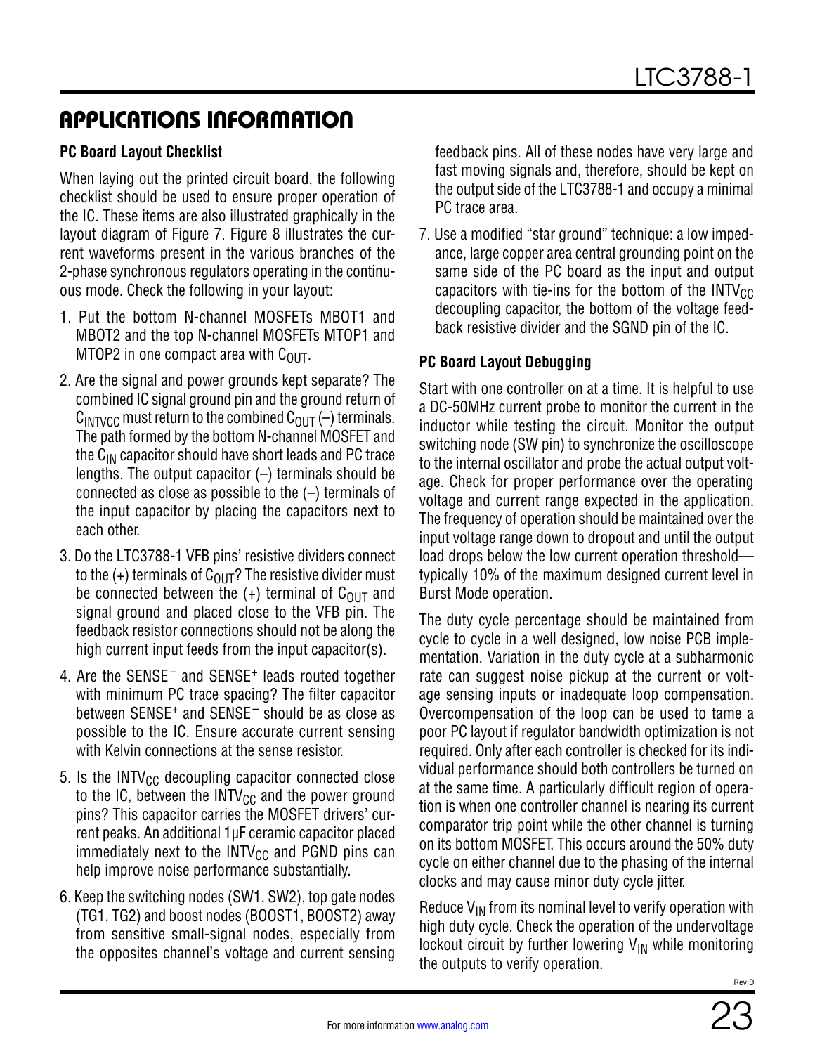## APPLICATIONS INFORMATION

### PC Board Layout Checklist

When laying out the printed circuit board, the following checklist should be used to ensure proper operation of the IC. These items are also illustrated graphically in the layout diagram of Figure 7. Figure 8 illustrates the current waveforms present in the various branches of the 2-phase synchronous regulators operating in the continuous mode. Check the following in your layout:

1. Put the bottom N-channel MOSFETs MBOT1 and MBOT2 and the top N-channel MOSFETs MTOP1 and MTOP2 in one compact area with $C_{OUT}$.
2. Are the signal and power grounds kept separate? The combined IC signal ground pin and the ground return of $C_{INTVCC}$ must return to the combined $C_{OUT}$ (–) terminals. The path formed by the bottom N-channel MOSFET and the $C_{IN}$ capacitor should have short leads and PC trace lengths. The output capacitor (–) terminals should be connected as close as possible to the (–) terminals of the input capacitor by placing the capacitors next to each other.
3. Do the LTC3788-1 VFB pins' resistive dividers connect to the (+) terminals of $C_{OUT}$? The resistive divider must be connected between the (+) terminal of $C_{OUT}$ and signal ground and placed close to the VFB pin. The feedback resistor connections should not be along the high current input feeds from the input capacitor(s).
4. Are the $SENSE^-$ and $SENSE^+$ leads routed together with minimum PC trace spacing? The filter capacitor between $SENSE^+$ and $SENSE^-$ should be as close as possible to the IC. Ensure accurate current sensing with Kelvin connections at the sense resistor.
5. Is the $INTV_{CC}$ decoupling capacitor connected close to the IC, between the $INTV_{CC}$ and the power ground pins? This capacitor carries the MOSFET drivers' current peaks. An additional 1µF ceramic capacitor placed immediately next to the $INTV_{CC}$ and PGND pins can help improve noise performance substantially.
6. Keep the switching nodes (SW1, SW2), top gate nodes (TG1, TG2) and boost nodes (BOOST1, BOOST2) away from sensitive small-signal nodes, especially from the opposites channel's voltage and current sensing feedback pins. All of these nodes have very large and fast moving signals and, therefore, should be kept on the output side of the LTC3788-1 and occupy a minimal PC trace area.
7. Use a modified "star ground" technique: a low impedance, large copper area central grounding point on the same side of the PC board as the input and output capacitors with tie-ins for the bottom of the $INTV_{CC}$ decoupling capacitor, the bottom of the voltage feedback resistive divider and the SGND pin of the IC.

### PC Board Layout Debugging

Start with one controller on at a time. It is helpful to use a DC-50MHz current probe to monitor the current in the inductor while testing the circuit. Monitor the output switching node (SW pin) to synchronize the oscilloscope to the internal oscillator and probe the actual output voltage. Check for proper performance over the operating voltage and current range expected in the application. The frequency of operation should be maintained over the input voltage range down to dropout and until the output load drops below the low current operation threshold—typically 10% of the maximum designed current level in Burst Mode operation.

The duty cycle percentage should be maintained from cycle to cycle in a well designed, low noise PCB implementation. Variation in the duty cycle at a subharmonic rate can suggest noise pickup at the current or voltage sensing inputs or inadequate loop compensation. Overcompensation of the loop can be used to tame a poor PC layout if regulator bandwidth optimization is not required. Only after each controller is checked for its individual performance should both controllers be turned on at the same time. A particularly difficult region of operation is when one controller channel is nearing its current comparator trip point while the other channel is turning on its bottom MOSFET. This occurs around the 50% duty cycle on either channel due to the phasing of the internal clocks and may cause minor duty cycle jitter.

Reduce $V_{IN}$ from its nominal level to verify operation with high duty cycle. Check the operation of the undervoltage lockout circuit by further lowering $V_{IN}$ while monitoring the outputs to verify operation.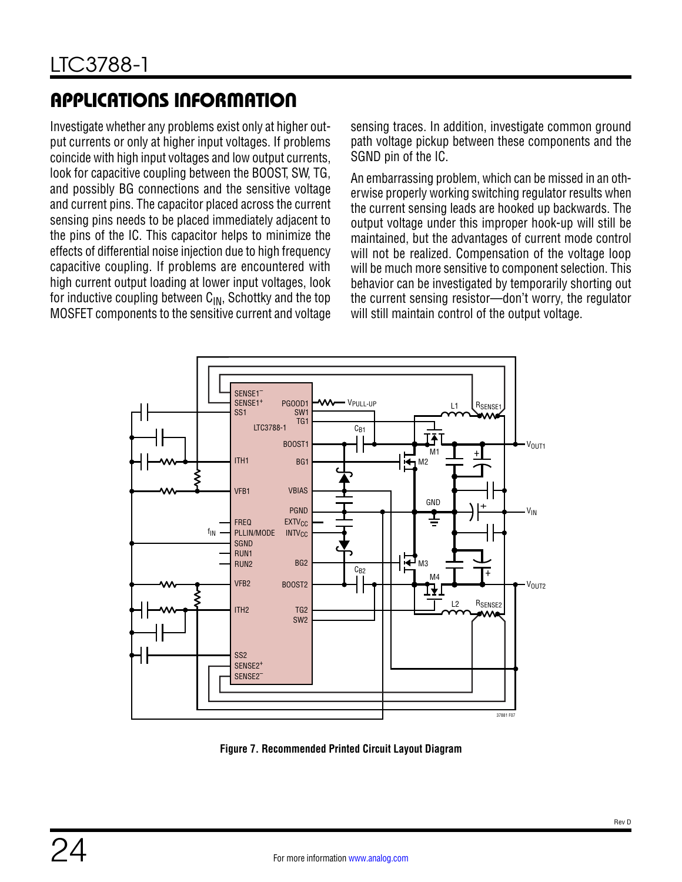## APPLICATIONS INFORMATION

Investigate whether any problems exist only at higher output currents or only at higher input voltages. If problems coincide with high input voltages and low output currents, look for capacitive coupling between the BOOST, SW, TG, and possibly BG connections and the sensitive voltage and current pins. The capacitor placed across the current sensing pins needs to be placed immediately adjacent to the pins of the IC. This capacitor helps to minimize the effects of differential noise injection due to high frequency capacitive coupling. If problems are encountered with high current output loading at lower input voltages, look for inductive coupling between $C_{IN}$, Schottky and the top MOSFET components to the sensitive current and voltage sensing traces. In addition, investigate common ground path voltage pickup between these components and the SGND pin of the IC.

An embarrassing problem, which can be missed in an otherwise properly working switching regulator results when the current sensing leads are hooked up backwards. The output voltage under this improper hook-up will still be maintained, but the advantages of current mode control will not be realized. Compensation of the voltage loop will be much more sensitive to component selection. This behavior can be investigated by temporarily shorting out the current sensing resistor—don't worry, the regulator will still maintain control of the output voltage.

**Figure 7. Recommended Printed Circuit Layout Diagram**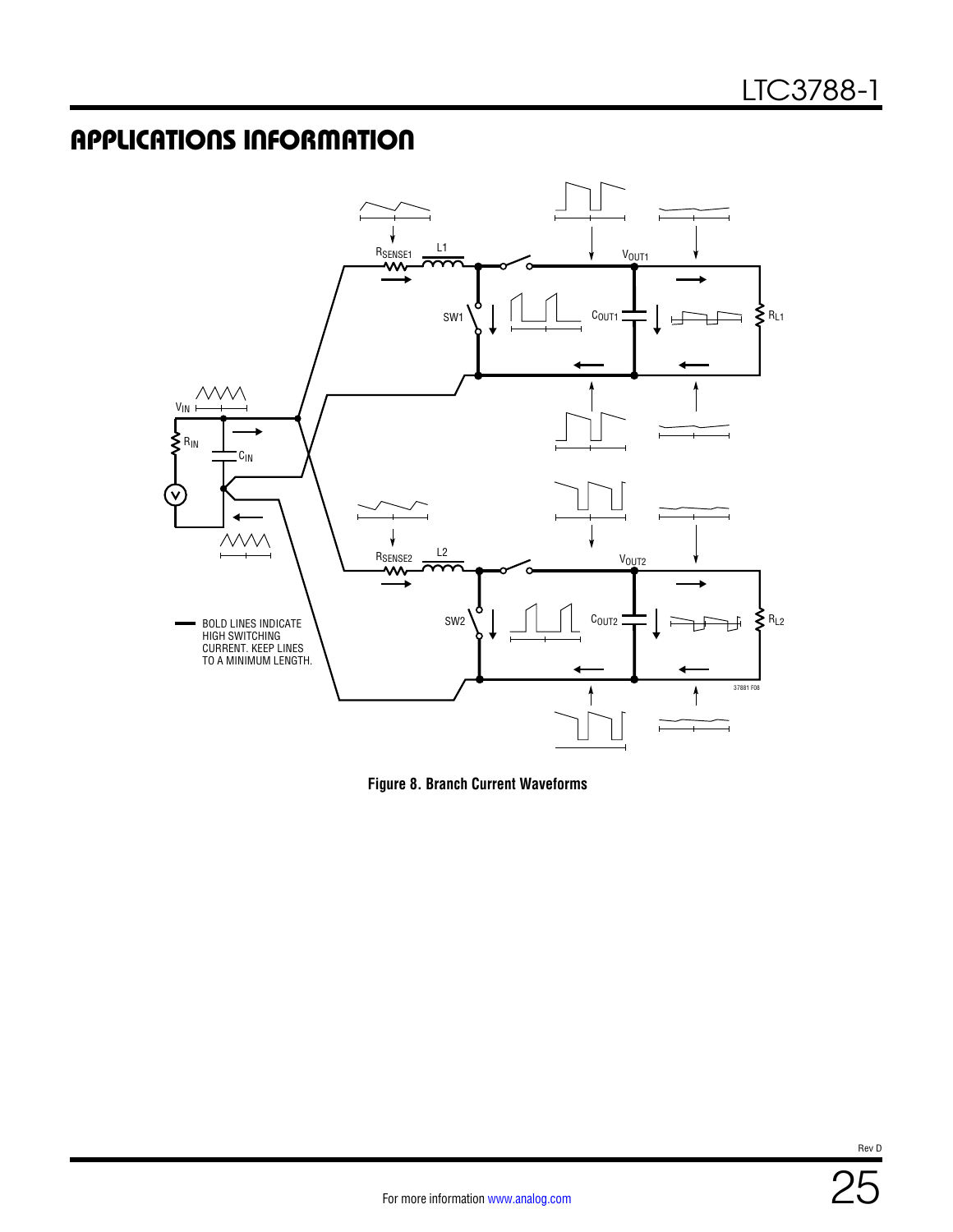## APPLICATIONS INFORMATION

BOLD LINES INDICATE HIGH SWITCHING CURRENT. KEEP LINES TO A MINIMUM LENGTH.

**Figure 8. Branch Current Waveforms**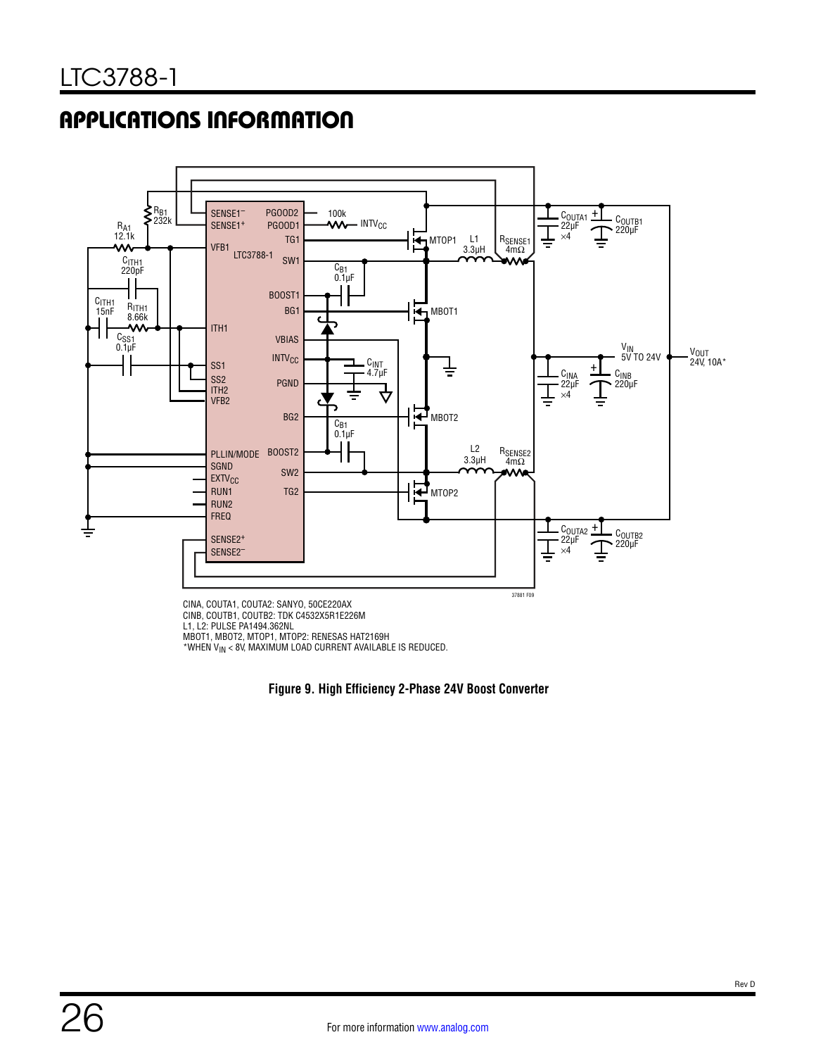## APPLICATIONS INFORMATION

CINA, COUTA1, COUTA2: SANYO, 50CE220AX
CINB, COUTB1, COUTB2: TDK C4532X5R1E226M
L1, L2: PULSE PA1494.362NL
MBOT1, MBOT2, MTOP1, MTOP2: RENESAS HAT2169H
*WHEN $V_{IN}$ < 8V, MAXIMUM LOAD CURRENT AVAILABLE IS REDUCED.

**Figure 9. High Efficiency 2-Phase 24V Boost Converter**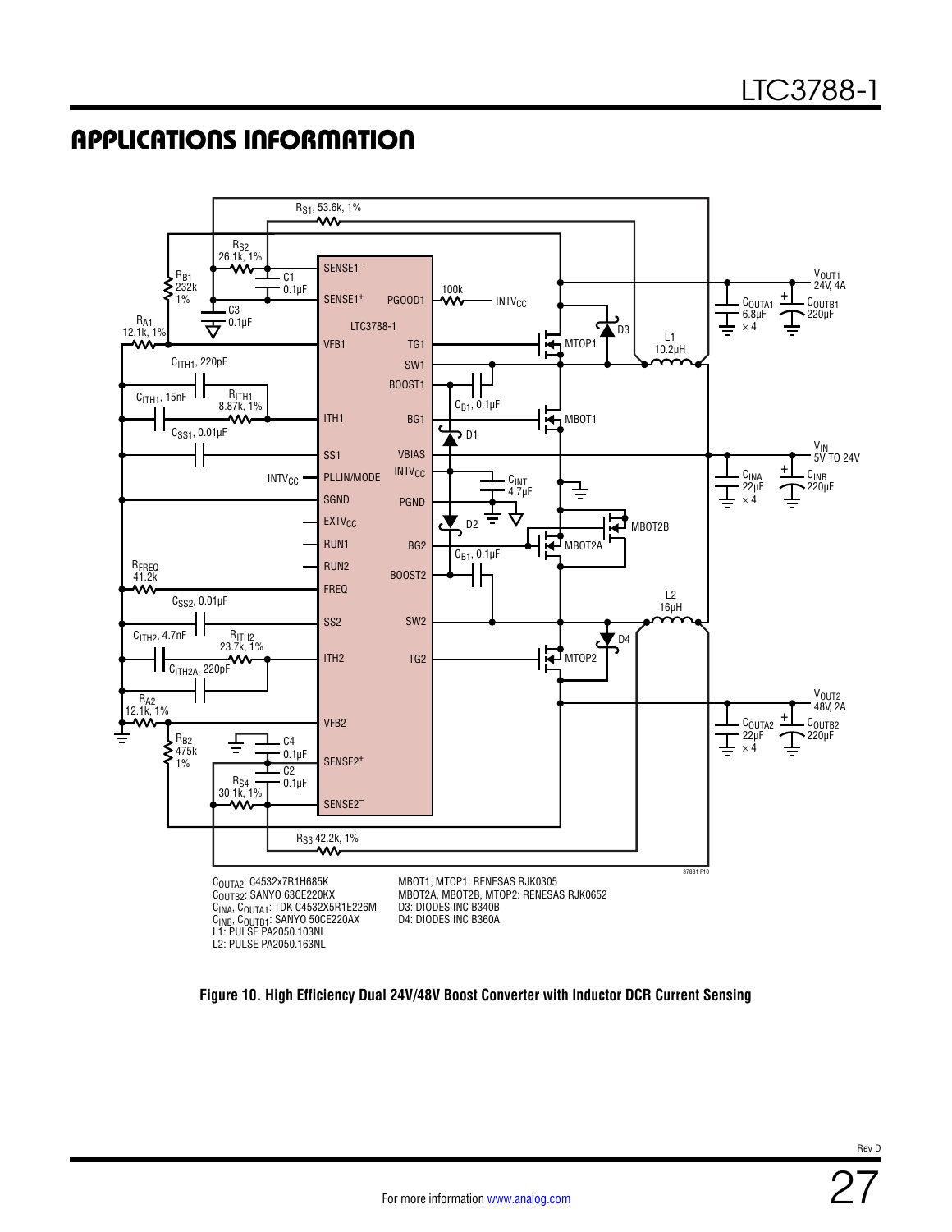## APPLICATIONS INFORMATION

$C_{OUTA2}$: C4532x7R1H685K
$C_{OUTB2}$: SANYO 63CE220KX
$C_{INA}$, $C_{OUTA1}$: TDK C4532X5R1E226M
$C_{INB}$, $C_{OUTB1}$: SANYO 50CE220AX
L1: PULSE PA2050.103NL
L2: PULSE PA2050.163NL

MBOT1, MTOP1: RENESAS RJK0305
MBOT2A, MBOT2B, MTOP2: RENESAS RJK0652
D3: DIODES INC B340B
D4: DIODES INC B360A

**Figure 10. High Efficiency Dual 24V/48V Boost Converter with Inductor DCR Current Sensing**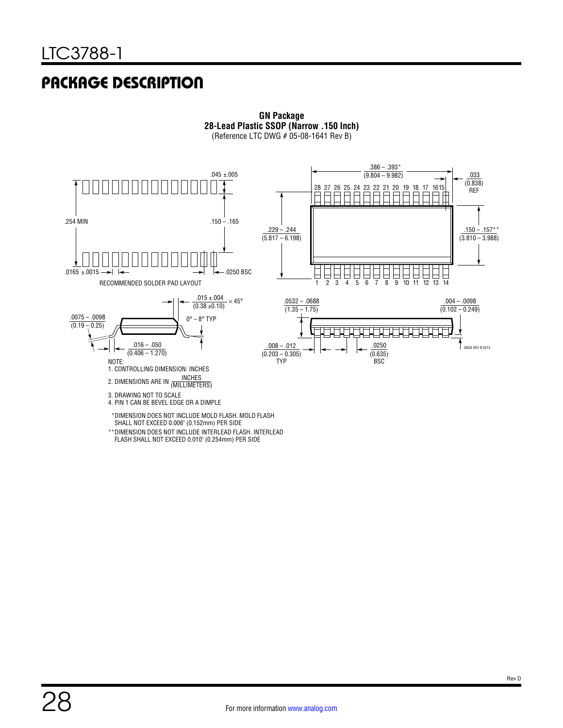## PACKAGE DESCRIPTION

**GN Package**
**28-Lead Plastic SSOP (Narrow .150 Inch)**
(Reference LTC DWG # 05-08-1641 Rev B)

.045 ±.005

.254 MIN

.150 – .165

.0165 ±.0015

.0250 BSC

RECOMMENDED SOLDER PAD LAYOUT

.386 – .393*
(9.804 – 9.982)

.033
(0.838)
REF

28 27 26 25 24 23 22 21 20 19 18 17 16 15

.229 – .244
(5.817 – 6.198)

.150 – .157**
(3.810 – 3.988)

1 2 3 4 5 6 7 8 9 10 11 12 13 14

.015 ±.004
(0.38 ±0.10) × 45°

.0075 – .0098
(0.19 – 0.25)

0° – 8° TYP

.016 – .050
(0.406 – 1.270)

.0532 – .0688
(1.35 – 1.75)

.004 – .0098
(0.102 – 0.249)

.008 – .012
(0.203 – 0.305)
TYP

.0250
(0.635)
BSC

GN28 REV B 0212

NOTE:
1. CONTROLLING DIMENSION: INCHES
2. DIMENSIONS ARE IN INCHES / (MILLIMETERS)
3. DRAWING NOT TO SCALE
4. PIN 1 CAN BE BEVEL EDGE OR A DIMPLE

*DIMENSION DOES NOT INCLUDE MOLD FLASH. MOLD FLASH SHALL NOT EXCEED 0.006" (0.152mm) PER SIDE

**DIMENSION DOES NOT INCLUDE INTERLEAD FLASH. INTERLEAD FLASH SHALL NOT EXCEED 0.010" (0.254mm) PER SIDE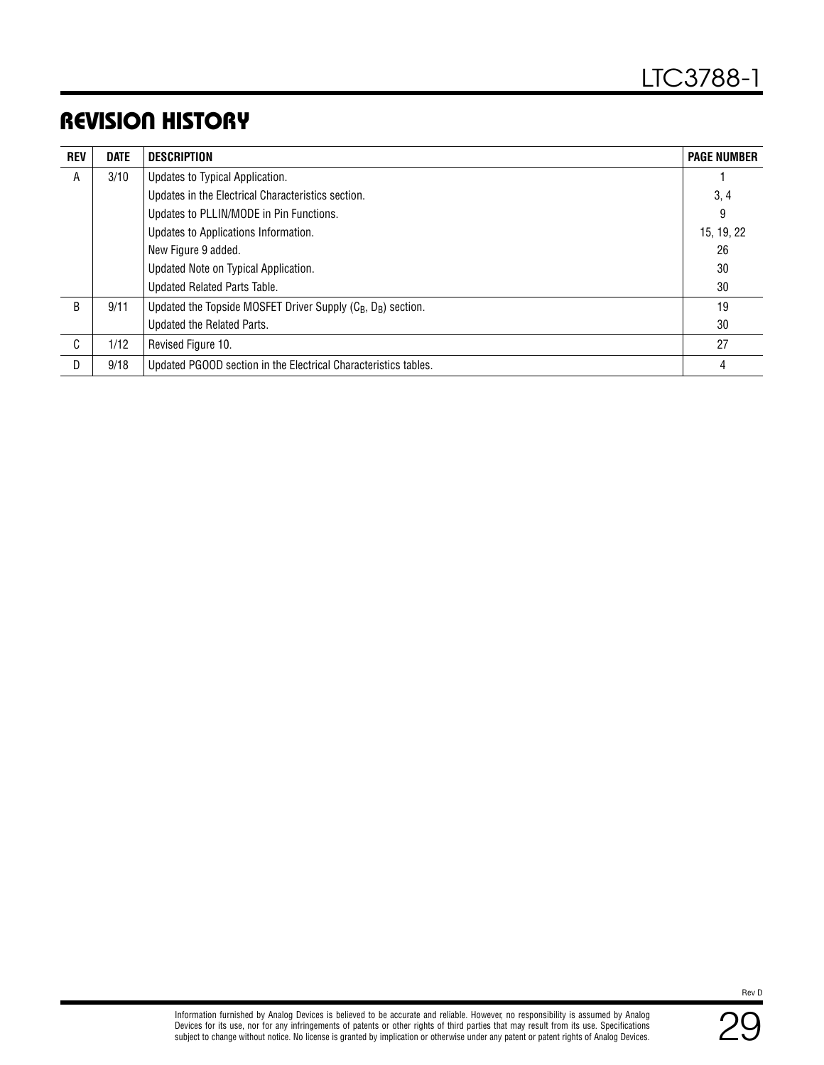## REVISION HISTORY

| REV | DATE | DESCRIPTION | PAGE NUMBER |
|---|---|---|---|
| A | 3/10 | Updates to Typical Application. | 1 |
| | | Updates in the Electrical Characteristics section. | 3, 4 |
| | | Updates to PLLIN/MODE in Pin Functions. | 9 |
| | | Updates to Applications Information. | 15, 19, 22 |
| | | New Figure 9 added. | 26 |
| | | Updated Note on Typical Application. | 30 |
| | | Updated Related Parts Table. | 30 |
| B | 9/11 | Updated the Topside MOSFET Driver Supply ($C_B$, $D_B$) section. | 19 |
| | | Updated the Related Parts. | 30 |
| C | 1/12 | Revised Figure 10. | 27 |
| D | 9/18 | Updated PGOOD section in the Electrical Characteristics tables. | 4 |

Information furnished by Analog Devices is believed to be accurate and reliable. However, no responsibility is assumed by Analog Devices for its use, nor for any infringements of patents or other rights of third parties that may result from its use. Specifications subject to change without notice. No license is granted by implication or otherwise under any patent or patent rights of Analog Devices.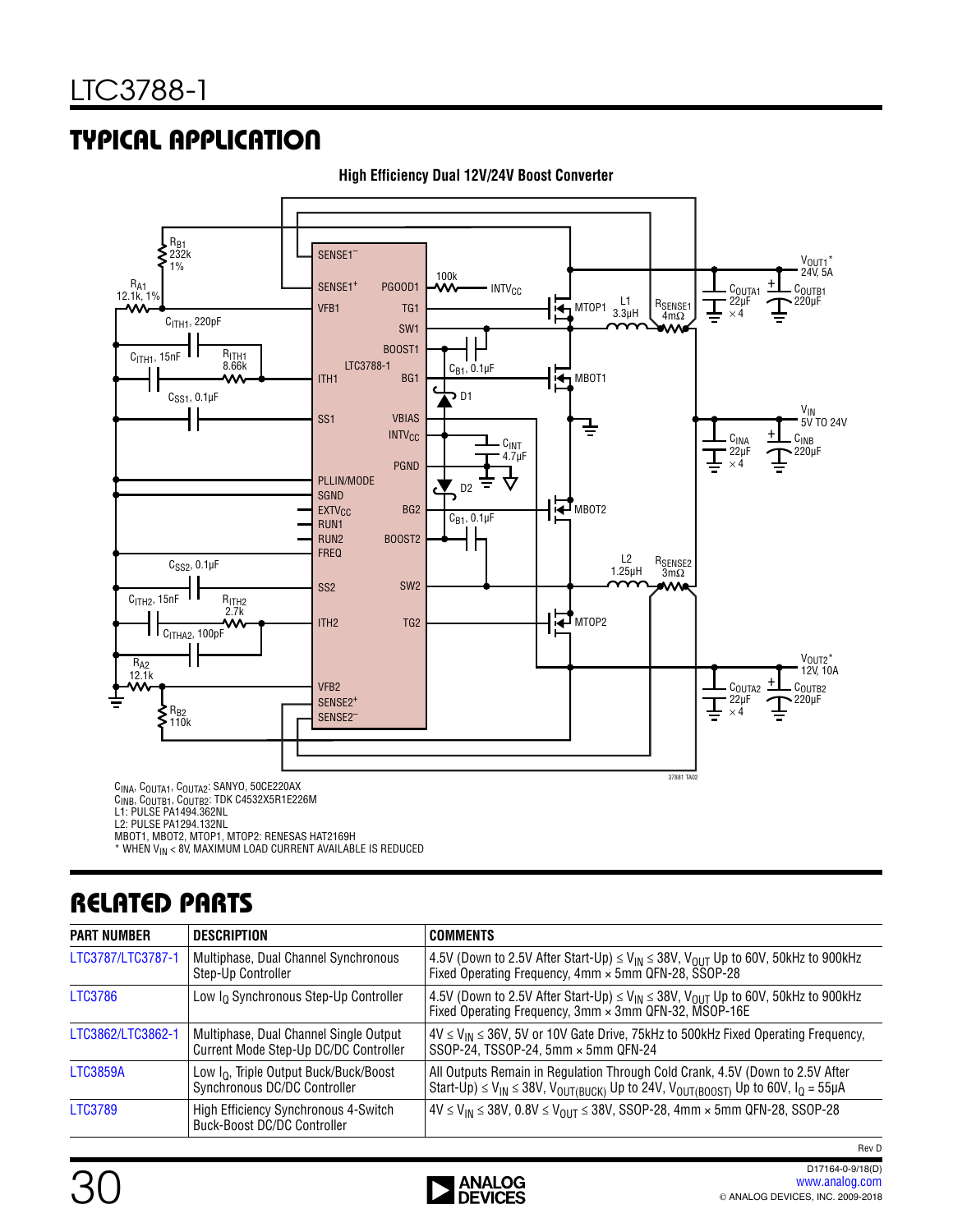## TYPICAL APPLICATION

**High Efficiency Dual 12V/24V Boost Converter**

$R_{B1}$ 232k 1%
$R_{A1}$ 12.1k, 1%
$C_{ITH1}$, 220pF
$C_{ITH1}$, 15nF
$R_{ITH1}$ 8.66k
$C_{SS1}$, 0.1µF
SENSE1⁻
SENSE1⁺
VFB1
ITH1
SS1
PLLIN/MODE
SGND
$EXTV_{CC}$
RUN1
RUN2
FREQ
SS2
ITH2
VFB2
SENSE2⁺
SENSE2⁻
PGOOD1
TG1
SW1
BOOST1
BG1
VBIAS
$INTV_{CC}$
PGND
BG2
BOOST2
SW2
TG2
LTC3788-1
100k
$INTV_{CC}$
MTOP1
L1 3.3µH
$R_{SENSE1}$ 4mΩ
$C_{OUTA1}$ 22µF ×4
$C_{OUTB1}$ 220µF
$V_{OUT1}$* 24V, 5A
$C_{B1}$, 0.1µF
MBOT1
D1
$V_{IN}$ 5V TO 24V
$C_{INA}$ 22µF ×4
$C_{INB}$ 220µF
$C_{INT}$ 4.7µF
D2
MBOT2
$C_{B1}$, 0.1µF
L2 1.25µH
$R_{SENSE2}$ 3mΩ
MTOP2
$V_{OUT2}$* 12V, 10A
$C_{OUTA2}$ 22µF ×4
$C_{OUTB2}$ 220µF
$C_{SS2}$, 0.1µF
$C_{ITH2}$, 15nF
$R_{ITH2}$ 2.7k
$C_{ITHA2}$, 100pF
$R_{A2}$ 12.1k
$R_{B2}$ 110k
37881 TA02

$C_{INA}$, $C_{OUTA1}$, $C_{OUTA2}$: SANYO, 50CE220AX
$C_{INB}$, $C_{OUTB1}$, $C_{OUTB2}$: TDK C4532X5R1E226M
L1: PULSE PA1494.362NL
L2: PULSE PA1294.132NL
MBOT1, MBOT2, MTOP1, MTOP2: RENESAS HAT2169H
* WHEN $V_{IN}$ < 8V, MAXIMUM LOAD CURRENT AVAILABLE IS REDUCED

## RELATED PARTS

| PART NUMBER | DESCRIPTION | COMMENTS |
|---|---|---|
| LTC3787/LTC3787-1 | Multiphase, Dual Channel Synchronous Step-Up Controller | 4.5V (Down to 2.5V After Start-Up) ≤ $V_{IN}$ ≤ 38V, $V_{OUT}$ Up to 60V, 50kHz to 900kHz Fixed Operating Frequency, 4mm × 5mm QFN-28, SSOP-28 |
| LTC3786 | Low $I_Q$ Synchronous Step-Up Controller | 4.5V (Down to 2.5V After Start-Up) ≤ $V_{IN}$ ≤ 38V, $V_{OUT}$ Up to 60V, 50kHz to 900kHz Fixed Operating Frequency, 3mm × 3mm QFN-32, MSOP-16E |
| LTC3862/LTC3862-1 | Multiphase, Dual Channel Single Output Current Mode Step-Up DC/DC Controller | 4V ≤ $V_{IN}$ ≤ 36V, 5V or 10V Gate Drive, 75kHz to 500kHz Fixed Operating Frequency, SSOP-24, TSSOP-24, 5mm × 5mm QFN-24 |
| LTC3859A | Low $I_Q$, Triple Output Buck/Buck/Boost Synchronous DC/DC Controller | All Outputs Remain in Regulation Through Cold Crank, 4.5V (Down to 2.5V After Start-Up) ≤ $V_{IN}$ ≤ 38V, $V_{OUT(BUCK)}$ Up to 24V, $V_{OUT(BOOST)}$ Up to 60V, $I_Q$ = 55µA |
| LTC3789 | High Efficiency Synchronous 4-Switch Buck-Boost DC/DC Controller | 4V ≤ $V_{IN}$ ≤ 38V, 0.8V ≤ $V_{OUT}$ ≤ 38V, SSOP-28, 4mm × 5mm QFN-28, SSOP-28 |